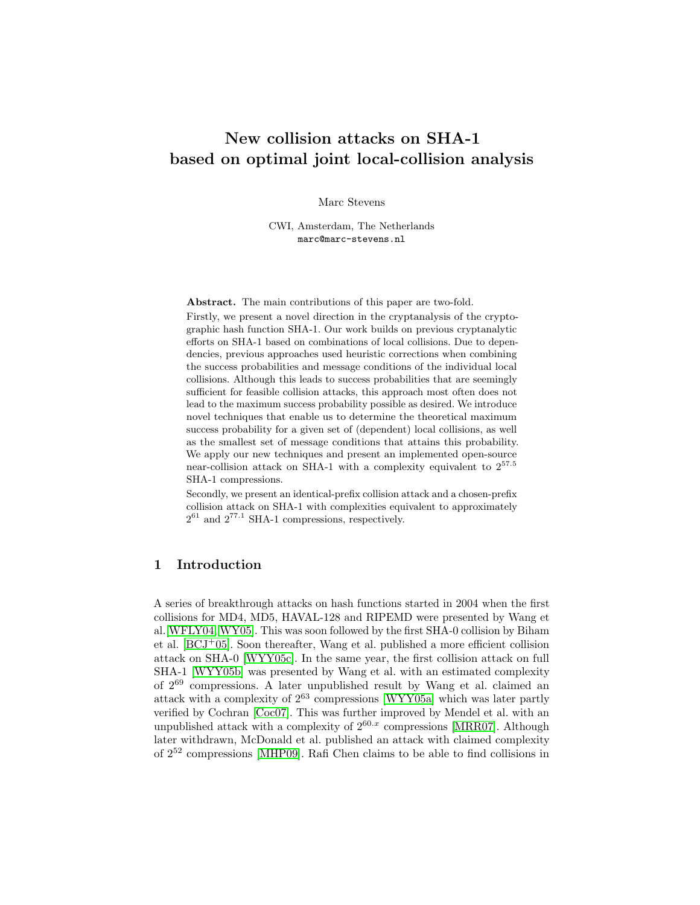# New collision attacks on SHA-1 based on optimal joint local-collision analysis

Marc Stevens

CWI, Amsterdam, The Netherlands
marc@marc-stevens.nl

**Abstract.** The main contributions of this paper are two-fold.

Firstly, we present a novel direction in the cryptanalysis of the cryptographic hash function SHA-1. Our work builds on previous cryptanalytic efforts on SHA-1 based on combinations of local collisions. Due to dependencies, previous approaches used heuristic corrections when combining the success probabilities and message conditions of the individual local collisions. Although this leads to success probabilities that are seemingly sufficient for feasible collision attacks, this approach most often does not lead to the maximum success probability possible as desired. We introduce novel techniques that enable us to determine the theoretical maximum success probability for a given set of (dependent) local collisions, as well as the smallest set of message conditions that attains this probability. We apply our new techniques and present an implemented open-source near-collision attack on SHA-1 with a complexity equivalent to $2^{57.5}$ SHA-1 compressions.

Secondly, we present an identical-prefix collision attack and a chosen-prefix collision attack on SHA-1 with complexities equivalent to approximately $2^{61}$ and $2^{77.1}$ SHA-1 compressions, respectively.

## 1 Introduction

A series of breakthrough attacks on hash functions started in 2004 when the first collisions for MD4, MD5, HAVAL-128 and RIPEMD were presented by Wang et al. [WFLY04,WY05]. This was soon followed by the first SHA-0 collision by Biham et al. [BCJ+05]. Soon thereafter, Wang et al. published a more efficient collision attack on SHA-0 [WYY05c]. In the same year, the first collision attack on full SHA-1 [WYY05b] was presented by Wang et al. with an estimated complexity of $2^{69}$ compressions. A later unpublished result by Wang et al. claimed an attack with a complexity of $2^{63}$ compressions [WYY05a] which was later partly verified by Cochran [Coc07]. This was further improved by Mendel et al. with an unpublished attack with a complexity of $2^{60.x}$ compressions [MRR07]. Although later withdrawn, McDonald et al. published an attack with claimed complexity of $2^{52}$ compressions [MHP09]. Rafi Chen claims to be able to find collisions in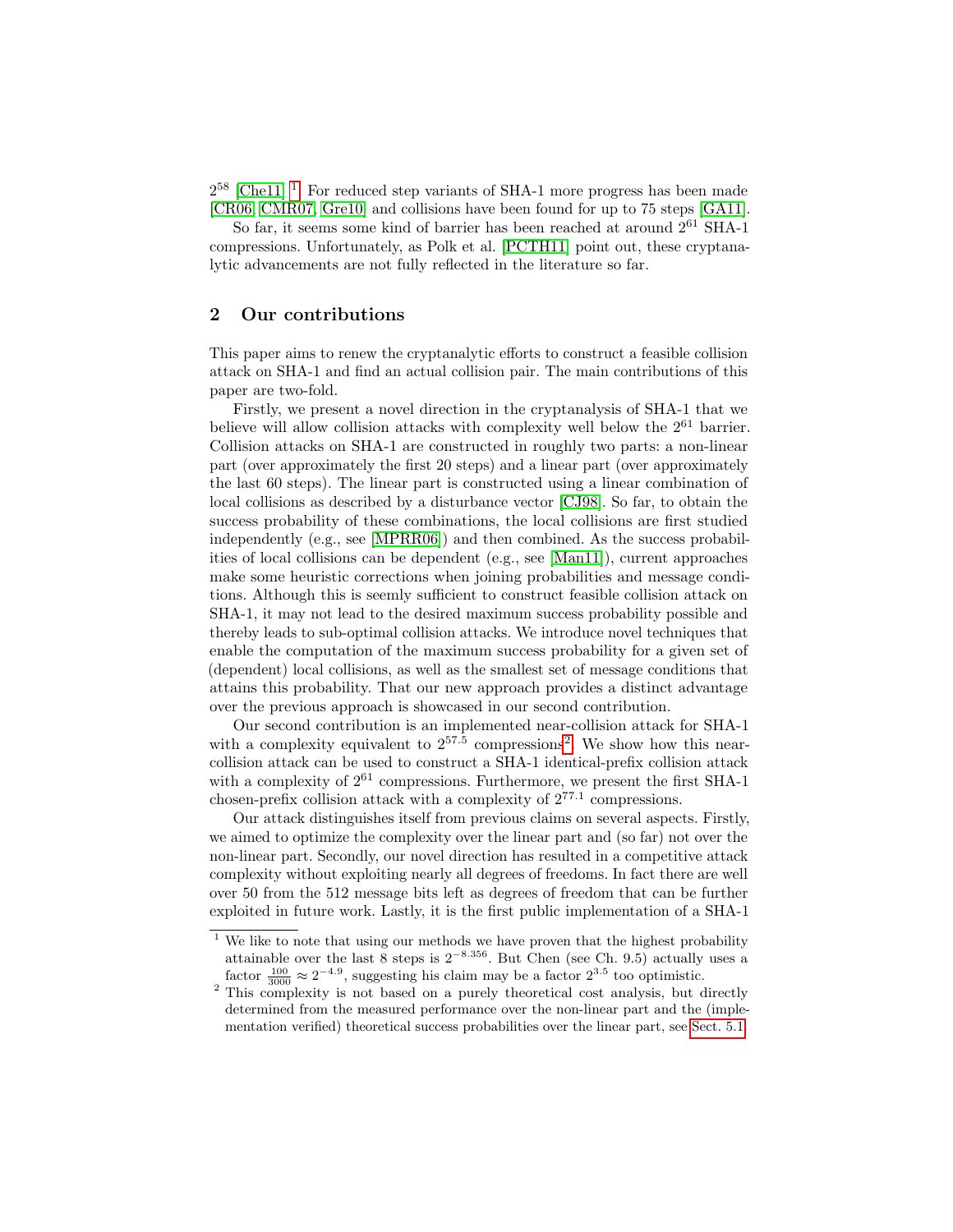$2^{58}$ [Che11] [1]. For reduced step variants of SHA-1 more progress has been made [CR06, CMR07, Gre10] and collisions have been found for up to 75 steps [GA11].

So far, it seems some kind of barrier has been reached at around $2^{61}$ SHA-1 compressions. Unfortunately, as Polk et al. [PCTH11] point out, these cryptanalytic advancements are not fully reflected in the literature so far.

## 2 Our contributions

This paper aims to renew the cryptanalytic efforts to construct a feasible collision attack on SHA-1 and find an actual collision pair. The main contributions of this paper are two-fold.

Firstly, we present a novel direction in the cryptanalysis of SHA-1 that we believe will allow collision attacks with complexity well below the $2^{61}$ barrier. Collision attacks on SHA-1 are constructed in roughly two parts: a non-linear part (over approximately the first 20 steps) and a linear part (over approximately the last 60 steps). The linear part is constructed using a linear combination of local collisions as described by a disturbance vector [CJ98]. So far, to obtain the success probability of these combinations, the local collisions are first studied independently (e.g., see [MPRR06]) and then combined. As the success probabilities of local collisions can be dependent (e.g., see [Man11]), current approaches make some heuristic corrections when joining probabilities and message conditions. Although this is seemingly sufficient to construct feasible collision attack on SHA-1, it may not lead to the desired maximum success probability possible and thereby leads to sub-optimal collision attacks. We introduce novel techniques that enable the computation of the maximum success probability for a given set of (dependent) local collisions, as well as the smallest set of message conditions that attains this probability. That our new approach provides a distinct advantage over the previous approach is showcased in our second contribution.

Our second contribution is an implemented near-collision attack for SHA-1 with a complexity equivalent to $2^{57.5}$ compressions[2]. We show how this near-collision attack can be used to construct a SHA-1 identical-prefix collision attack with a complexity of $2^{61}$ compressions. Furthermore, we present the first SHA-1 chosen-prefix collision attack with a complexity of $2^{77.1}$ compressions.

Our attack distinguishes itself from previous claims on several aspects. Firstly, we aimed to optimize the complexity over the linear part and (so far) not over the non-linear part. Secondly, our novel direction has resulted in a competitive attack complexity without exploiting nearly all degrees of freedoms. In fact there are well over 50 from the 512 message bits left as degrees of freedom that can be further exploited in future work. Lastly, it is the first public implementation of a SHA-1

---

[1] We like to note that using our methods we have proven that the highest probability attainable over the last 8 steps is $2^{-8.356}$. But Chen (see Ch. 9.5) actually uses a factor $\frac{100}{3000} \approx 2^{-4.9}$, suggesting his claim may be a factor $2^{3.5}$ too optimistic.

[2] This complexity is not based on a purely theoretical cost analysis, but directly determined from the measured performance over the non-linear part and the (implementation verified) theoretical success probabilities over the linear part, see Sect. 5.1.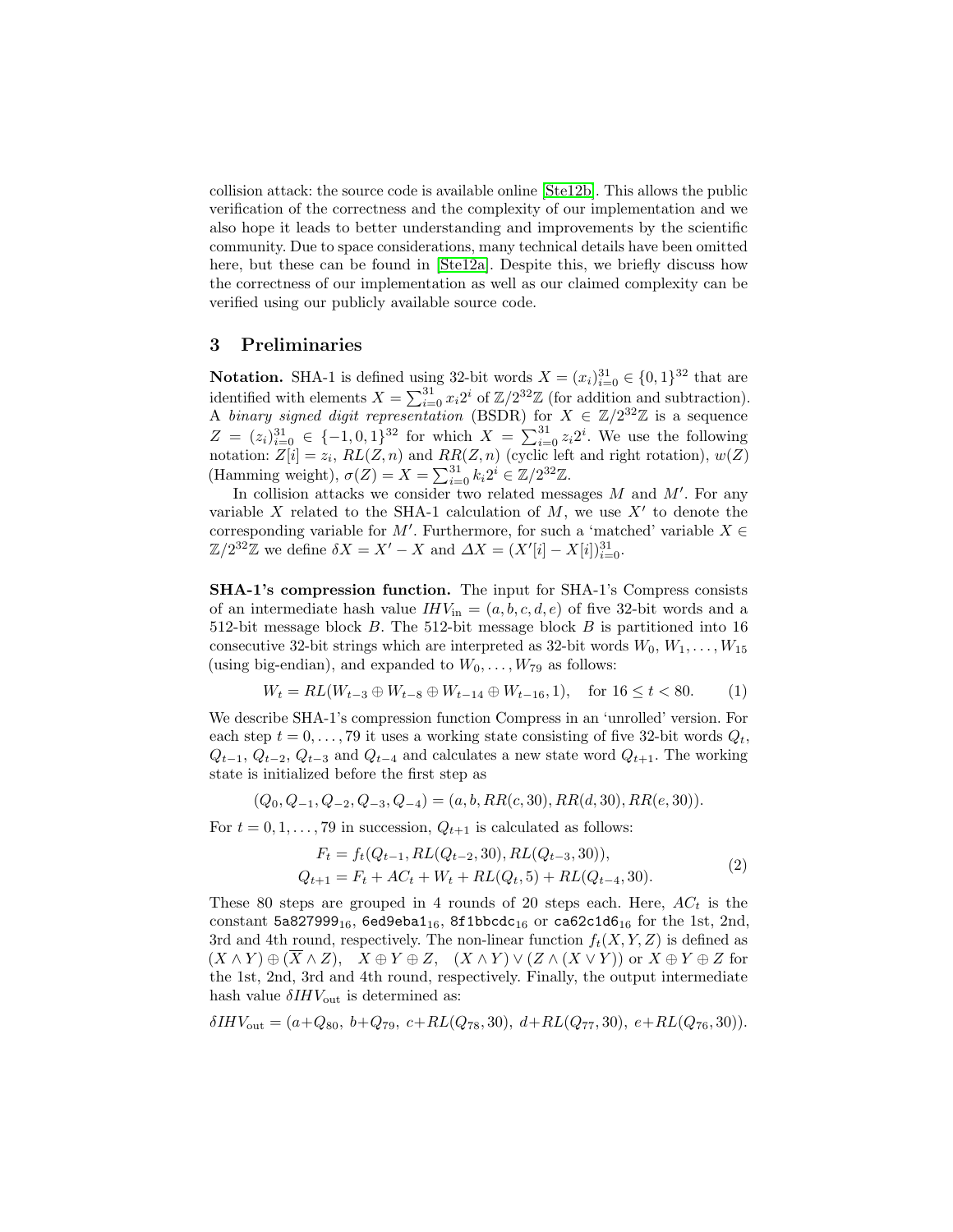collision attack: the source code is available online [Ste12b]. This allows the public verification of the correctness and the complexity of our implementation and we also hope it leads to better understanding and improvements by the scientific community. Due to space considerations, many technical details have been omitted here, but these can be found in [Ste12a]. Despite this, we briefly discuss how the correctness of our implementation as well as our claimed complexity can be verified using our publicly available source code.

## 3 Preliminaries

**Notation.** SHA-1 is defined using 32-bit words $X = (x_i)_{i=0}^{31} \in \{0,1\}^{32}$ that are identified with elements $X = \sum_{i=0}^{31} x_i 2^i$ of $\mathbb{Z}/2^{32}\mathbb{Z}$ (for addition and subtraction). A *binary signed digit representation* (BSDR) for $X \in \mathbb{Z}/2^{32}\mathbb{Z}$ is a sequence $Z = (z_i)_{i=0}^{31} \in \{-1,0,1\}^{32}$ for which $X = \sum_{i=0}^{31} z_i 2^i$. We use the following notation: $Z[i] = z_i$, $RL(Z,n)$ and $RR(Z,n)$ (cyclic left and right rotation), $w(Z)$ (Hamming weight), $\sigma(Z) = X = \sum_{i=0}^{31} k_i 2^i \in \mathbb{Z}/2^{32}\mathbb{Z}$.

In collision attacks we consider two related messages $M$ and $M'$. For any variable $X$ related to the SHA-1 calculation of $M$, we use $X'$ to denote the corresponding variable for $M'$. Furthermore, for such a 'matched' variable $X \in \mathbb{Z}/2^{32}\mathbb{Z}$ we define $\delta X = X' - X$ and $\Delta X = (X'[i] - X[i])_{i=0}^{31}$.

**SHA-1's compression function.** The input for SHA-1's Compress consists of an intermediate hash value $IHV_{\text{in}} = (a,b,c,d,e)$ of five 32-bit words and a 512-bit message block $B$. The 512-bit message block $B$ is partitioned into 16 consecutive 32-bit strings which are interpreted as 32-bit words $W_0, W_1, \ldots, W_{15}$ (using big-endian), and expanded to $W_0, \ldots, W_{79}$ as follows:

$$W_t = RL(W_{t-3} \oplus W_{t-8} \oplus W_{t-14} \oplus W_{t-16}, 1), \quad \text{for } 16 \le t < 80. \tag{1}$$

We describe SHA-1's compression function Compress in an 'unrolled' version. For each step $t = 0, \ldots, 79$ it uses a working state consisting of five 32-bit words $Q_t$, $Q_{t-1}$, $Q_{t-2}$, $Q_{t-3}$ and $Q_{t-4}$ and calculates a new state word $Q_{t+1}$. The working state is initialized before the first step as

$$(Q_0, Q_{-1}, Q_{-2}, Q_{-3}, Q_{-4}) = (a, b, RR(c,30), RR(d,30), RR(e,30)).$$

For $t = 0, 1, \ldots, 79$ in succession, $Q_{t+1}$ is calculated as follows:

$$\begin{aligned} F_t &= f_t(Q_{t-1}, RL(Q_{t-2},30), RL(Q_{t-3},30)), \\ Q_{t+1} &= F_t + AC_t + W_t + RL(Q_t,5) + RL(Q_{t-4},30). \end{aligned} \tag{2}$$

These 80 steps are grouped in 4 rounds of 20 steps each. Here, $AC_t$ is the constant $\texttt{5a827999}_{16}$, $\texttt{6ed9eba1}_{16}$, $\texttt{8f1bbcdc}_{16}$ or $\texttt{ca62c1d6}_{16}$ for the 1st, 2nd, 3rd and 4th round, respectively. The non-linear function $f_t(X,Y,Z)$ is defined as $(X \wedge Y) \oplus (\overline{X} \wedge Z)$, $X \oplus Y \oplus Z$, $(X \wedge Y) \vee (Z \wedge (X \vee Y))$ or $X \oplus Y \oplus Z$ for the 1st, 2nd, 3rd and 4th round, respectively. Finally, the output intermediate hash value $\delta IHV_{\text{out}}$ is determined as:

$$\delta IHV_{\text{out}} = (a + Q_{80},\ b + Q_{79},\ c + RL(Q_{78},30),\ d + RL(Q_{77},30),\ e + RL(Q_{76},30)).$$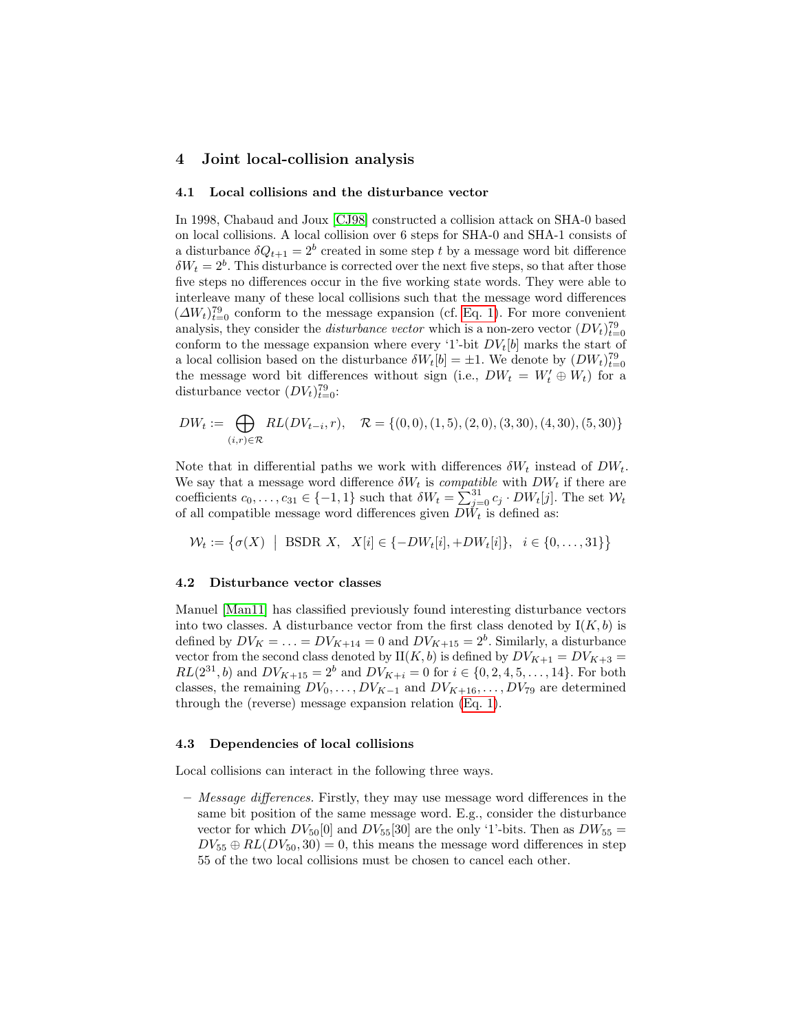## 4 Joint local-collision analysis

### 4.1 Local collisions and the disturbance vector

In 1998, Chabaud and Joux [CJ98] constructed a collision attack on SHA-0 based on local collisions. A local collision over 6 steps for SHA-0 and SHA-1 consists of a disturbance $\delta Q_{t+1} = 2^b$ created in some step $t$ by a message word bit difference $\delta W_t = 2^b$. This disturbance is corrected over the next five steps, so that after those five steps no differences occur in the five working state words. They were able to interleave many of these local collisions such that the message word differences $(\Delta W_t)_{t=0}^{79}$ conform to the message expansion (cf. Eq. 1). For more convenient analysis, they consider the *disturbance vector* which is a non-zero vector $(DV_t)_{t=0}^{79}$ conform to the message expansion where every '1'-bit $DV_t[b]$ marks the start of a local collision based on the disturbance $\delta W_t[b] = \pm 1$. We denote by $(DW_t)_{t=0}^{79}$ the message word bit differences without sign (i.e., $DW_t = W'_t \oplus W_t$) for a disturbance vector $(DV_t)_{t=0}^{79}$:

$$DW_t := \bigoplus_{(i,r)\in\mathcal{R}} RL(DV_{t-i}, r), \quad \mathcal{R} = \{(0,0), (1,5), (2,0), (3,30), (4,30), (5,30)\}$$

Note that in differential paths we work with differences $\delta W_t$ instead of $DW_t$. We say that a message word difference $\delta W_t$ is *compatible* with $DW_t$ if there are coefficients $c_0, \ldots, c_{31} \in \{-1, 1\}$ such that $\delta W_t = \sum_{j=0}^{31} c_j \cdot DW_t[j]$. The set $\mathcal{W}_t$ of all compatible message word differences given $DW_t$ is defined as:

$$\mathcal{W}_t := \left\{\sigma(X) \;\middle|\; \text{BSDR } X,\;\; X[i] \in \{-DW_t[i], +DW_t[i]\},\;\; i \in \{0, \ldots, 31\}\right\}$$

### 4.2 Disturbance vector classes

Manuel [Man11] has classified previously found interesting disturbance vectors into two classes. A disturbance vector from the first class denoted by $\mathrm{I}(K, b)$ is defined by $DV_K = \ldots = DV_{K+14} = 0$ and $DV_{K+15} = 2^b$. Similarly, a disturbance vector from the second class denoted by $\mathrm{II}(K, b)$ is defined by $DV_{K+1} = DV_{K+3} = RL(2^{31}, b)$ and $DV_{K+15} = 2^b$ and $DV_{K+i} = 0$ for $i \in \{0, 2, 4, 5, \ldots, 14\}$. For both classes, the remaining $DV_0, \ldots, DV_{K-1}$ and $DV_{K+16}, \ldots, DV_{79}$ are determined through the (reverse) message expansion relation (Eq. 1).

### 4.3 Dependencies of local collisions

Local collisions can interact in the following three ways.

- *Message differences.* Firstly, they may use message word differences in the same bit position of the same message word. E.g., consider the disturbance vector for which $DV_{50}[0]$ and $DV_{55}[30]$ are the only '1'-bits. Then as $DW_{55} = DV_{55} \oplus RL(DV_{50}, 30) = 0$, this means the message word differences in step 55 of the two local collisions must be chosen to cancel each other.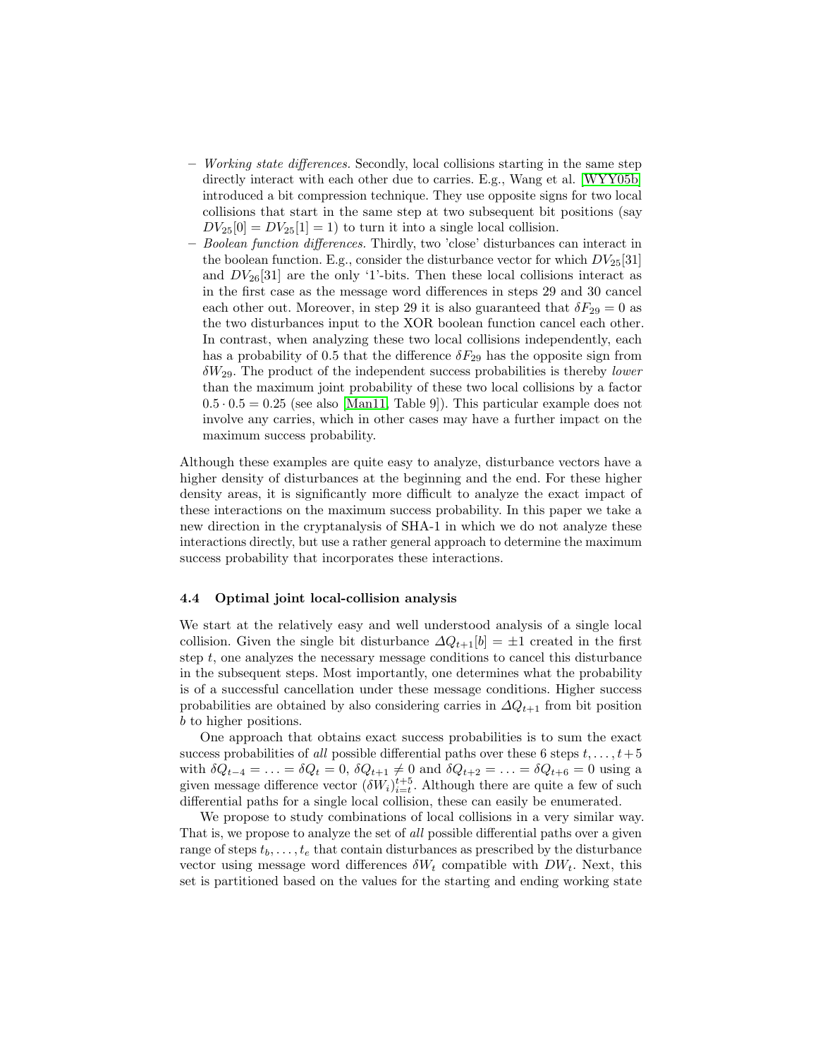– *Working state differences.* Secondly, local collisions starting in the same step directly interact with each other due to carries. E.g., Wang et al. [WYY05b] introduced a bit compression technique. They use opposite signs for two local collisions that start in the same step at two subsequent bit positions (say $DV_{25}[0] = DV_{25}[1] = 1$) to turn it into a single local collision.
– *Boolean function differences.* Thirdly, two 'close' disturbances can interact in the boolean function. E.g., consider the disturbance vector for which $DV_{25}[31]$ and $DV_{26}[31]$ are the only '1'-bits. Then these local collisions interact as in the first case as the message word differences in steps 29 and 30 cancel each other out. Moreover, in step 29 it is also guaranteed that $\delta F_{29} = 0$ as the two disturbances input to the XOR boolean function cancel each other. In contrast, when analyzing these two local collisions independently, each has a probability of 0.5 that the difference $\delta F_{29}$ has the opposite sign from $\delta W_{29}$. The product of the independent success probabilities is thereby *lower* than the maximum joint probability of these two local collisions by a factor $0.5 \cdot 0.5 = 0.25$ (see also [Man11, Table 9]). This particular example does not involve any carries, which in other cases may have a further impact on the maximum success probability.

Although these examples are quite easy to analyze, disturbance vectors have a higher density of disturbances at the beginning and the end. For these higher density areas, it is significantly more difficult to analyze the exact impact of these interactions on the maximum success probability. In this paper we take a new direction in the cryptanalysis of SHA-1 in which we do not analyze these interactions directly, but use a rather general approach to determine the maximum success probability that incorporates these interactions.

### 4.4 Optimal joint local-collision analysis

We start at the relatively easy and well understood analysis of a single local collision. Given the single bit disturbance $\Delta Q_{t+1}[b] = \pm 1$ created in the first step $t$, one analyzes the necessary message conditions to cancel this disturbance in the subsequent steps. Most importantly, one determines what the probability is of a successful cancellation under these message conditions. Higher success probabilities are obtained by also considering carries in $\Delta Q_{t+1}$ from bit position $b$ to higher positions.

One approach that obtains exact success probabilities is to sum the exact success probabilities of *all* possible differential paths over these 6 steps $t, \ldots, t+5$ with $\delta Q_{t-4} = \ldots = \delta Q_t = 0$, $\delta Q_{t+1} \neq 0$ and $\delta Q_{t+2} = \ldots = \delta Q_{t+6} = 0$ using a given message difference vector $(\delta W_i)_{i=t}^{t+5}$. Although there are quite a few of such differential paths for a single local collision, these can easily be enumerated.

We propose to study combinations of local collisions in a very similar way. That is, we propose to analyze the set of *all* possible differential paths over a given range of steps $t_b, \ldots, t_e$ that contain disturbances as prescribed by the disturbance vector using message word differences $\delta W_t$ compatible with $DW_t$. Next, this set is partitioned based on the values for the starting and ending working state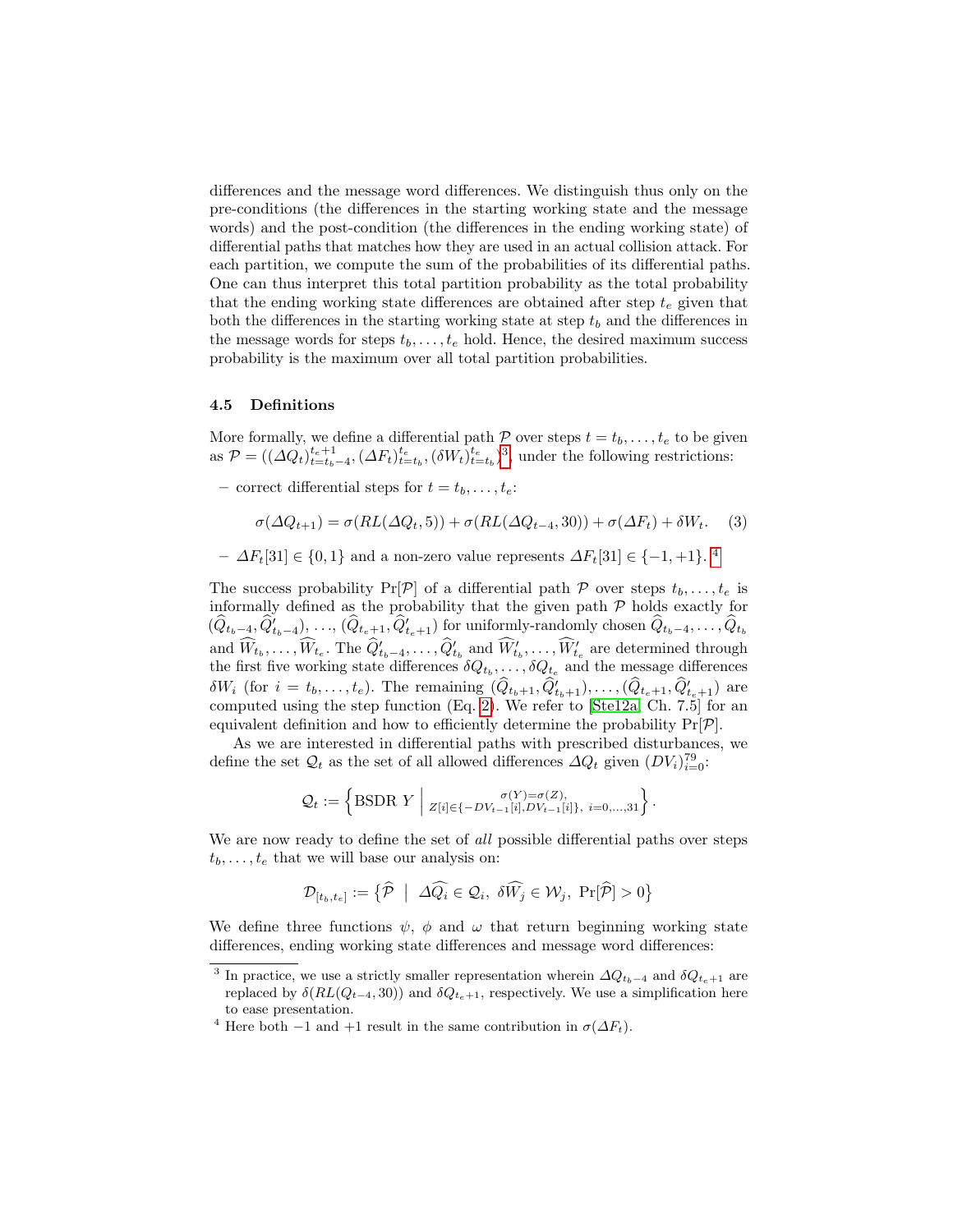differences and the message word differences. We distinguish thus only on the pre-conditions (the differences in the starting working state and the message words) and the post-condition (the differences in the ending working state) of differential paths that matches how they are used in an actual collision attack. For each partition, we compute the sum of the probabilities of its differential paths. One can thus interpret this total partition probability as the total probability that the ending working state differences are obtained after step $t_e$ given that both the differences in the starting working state at step $t_b$ and the differences in the message words for steps $t_b, \ldots, t_e$ hold. Hence, the desired maximum success probability is the maximum over all total partition probabilities.

### 4.5 Definitions

More formally, we define a differential path $\mathcal{P}$ over steps $t = t_b, \ldots, t_e$ to be given as $\mathcal{P} = ((\Delta Q_t)_{t=t_b-4}^{t_e+1}, (\Delta F_t)_{t=t_b}^{t_e}, (\delta W_t)_{t=t_b}^{t_e})$[3], under the following restrictions:

- correct differential steps for $t = t_b, \ldots, t_e$:

$$\sigma(\Delta Q_{t+1}) = \sigma(RL(\Delta Q_t, 5)) + \sigma(RL(\Delta Q_{t-4}, 30)) + \sigma(\Delta F_t) + \delta W_t. \quad (3)$$

- $\Delta F_t[31] \in \{0, 1\}$ and a non-zero value represents $\Delta F_t[31] \in \{-1, +1\}$. [4]

The success probability $\Pr[\mathcal{P}]$ of a differential path $\mathcal{P}$ over steps $t_b, \ldots, t_e$ is informally defined as the probability that the given path $\mathcal{P}$ holds exactly for $(\widehat{Q}_{t_b-4}, \widehat{Q}'_{t_b-4}), \ldots, (\widehat{Q}_{t_e+1}, \widehat{Q}'_{t_e+1})$ for uniformly-randomly chosen $\widehat{Q}_{t_b-4}, \ldots, \widehat{Q}_{t_b}$ and $\widehat{W}_{t_b}, \ldots, \widehat{W}_{t_e}$. The $\widehat{Q}'_{t_b-4}, \ldots, \widehat{Q}'_{t_b}$ and $\widehat{W}'_{t_b}, \ldots, \widehat{W}'_{t_e}$ are determined through the first five working state differences $\delta Q_{t_b}, \ldots, \delta Q_{t_e}$ and the message differences $\delta W_i$ (for $i = t_b, \ldots, t_e$). The remaining $(\widehat{Q}_{t_b+1}, \widehat{Q}'_{t_b+1}), \ldots, (\widehat{Q}_{t_e+1}, \widehat{Q}'_{t_e+1})$ are computed using the step function (Eq. 2). We refer to [Ste12a, Ch. 7.5] for an equivalent definition and how to efficiently determine the probability $\Pr[\mathcal{P}]$.

As we are interested in differential paths with prescribed disturbances, we define the set $\mathcal{Q}_t$ as the set of all allowed differences $\Delta Q_t$ given $(DV_i)_{i=0}^{79}$:

$$\mathcal{Q}_t := \left\{ \text{BSDR } Y \;\middle|\; {\scriptstyle \sigma(Y)=\sigma(Z), \atop Z[i] \in \{-DV_{t-1}[i], DV_{t-1}[i]\},\ i=0,\ldots,31} \right\}.$$

We are now ready to define the set of *all* possible differential paths over steps $t_b, \ldots, t_e$ that we will base our analysis on:

$$\mathcal{D}_{[t_b,t_e]} := \left\{ \widehat{\mathcal{P}} \;\middle|\; \Delta\widehat{Q_i} \in \mathcal{Q}_i,\ \delta\widehat{W_j} \in \mathcal{W}_j,\ \Pr[\widehat{\mathcal{P}}] > 0 \right\}$$

We define three functions $\psi$, $\phi$ and $\omega$ that return beginning working state differences, ending working state differences and message word differences:

---

[3] In practice, we use a strictly smaller representation wherein $\Delta Q_{t_b-4}$ and $\delta Q_{t_e+1}$ are replaced by $\delta(RL(Q_{t-4}, 30))$ and $\delta Q_{t_e+1}$, respectively. We use a simplification here to ease presentation.

[4] Here both $-1$ and $+1$ result in the same contribution in $\sigma(\Delta F_t)$.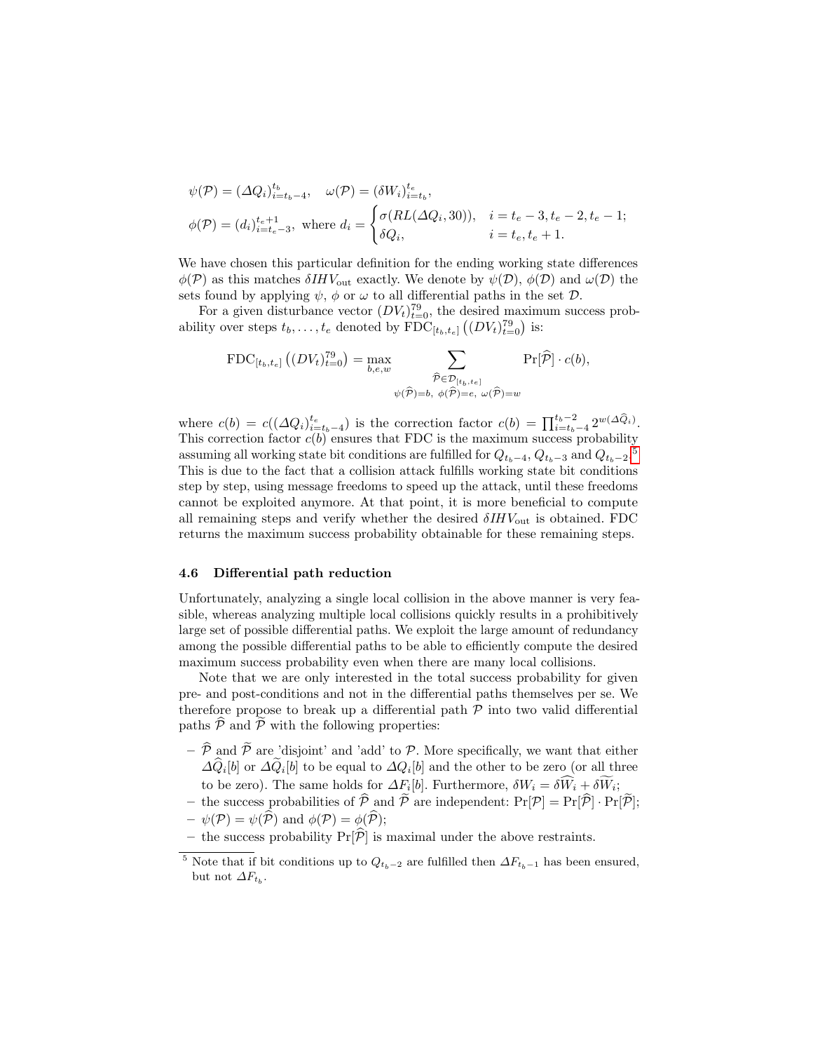$$\psi(\mathcal{P}) = (\Delta Q_i)_{i=t_b-4}^{t_b}, \quad \omega(\mathcal{P}) = (\delta W_i)_{i=t_b}^{t_e},$$

$$\phi(\mathcal{P}) = (d_i)_{i=t_e-3}^{t_e+1}, \text{ where } d_i = \begin{cases} \sigma(RL(\Delta Q_i, 30)), & i = t_e-3, t_e-2, t_e-1; \\ \delta Q_i, & i = t_e, t_e+1. \end{cases}$$

We have chosen this particular definition for the ending working state differences $\phi(\mathcal{P})$ as this matches $\delta IHV_{\text{out}}$ exactly. We denote by $\psi(\mathcal{D})$, $\phi(\mathcal{D})$ and $\omega(\mathcal{D})$ the sets found by applying $\psi$, $\phi$ or $\omega$ to all differential paths in the set $\mathcal{D}$.

For a given disturbance vector $(DV_t)_{t=0}^{79}$, the desired maximum success probability over steps $t_b, \ldots, t_e$ denoted by $\text{FDC}_{[t_b,t_e]}\left((DV_t)_{t=0}^{79}\right)$ is:

$$\text{FDC}_{[t_b,t_e]}\left((DV_t)_{t=0}^{79}\right) = \max_{b,e,w} \sum_{\substack{\widehat{\mathcal{P}} \in \mathcal{D}_{[t_b,t_e]} \\ \psi(\widehat{\mathcal{P}})=b,\ \phi(\widehat{\mathcal{P}})=e,\ \omega(\widehat{\mathcal{P}})=w}} \Pr[\widehat{\mathcal{P}}] \cdot c(b),$$

where $c(b) = c((\Delta Q_i)_{i=t_b-4}^{t_e})$ is the correction factor $c(b) = \prod_{i=t_b-4}^{t_b-2} 2^{w(\Delta \widehat{Q}_i)}$. This correction factor $c(b)$ ensures that FDC is the maximum success probability assuming all working state bit conditions are fulfilled for $Q_{t_b-4}$, $Q_{t_b-3}$ and $Q_{t_b-2}$.[5] This is due to the fact that a collision attack fulfills working state bit conditions step by step, using message freedoms to speed up the attack, until these freedoms cannot be exploited anymore. At that point, it is more beneficial to compute all remaining steps and verify whether the desired $\delta IHV_{\text{out}}$ is obtained. FDC returns the maximum success probability obtainable for these remaining steps.

### 4.6 Differential path reduction

Unfortunately, analyzing a single local collision in the above manner is very feasible, whereas analyzing multiple local collisions quickly results in a prohibitively large set of possible differential paths. We exploit the large amount of redundancy among the possible differential paths to be able to efficiently compute the desired maximum success probability even when there are many local collisions.

Note that we are only interested in the total success probability for given pre- and post-conditions and not in the differential paths themselves per se. We therefore propose to break up a differential path $\mathcal{P}$ into two valid differential paths $\widehat{\mathcal{P}}$ and $\widetilde{\mathcal{P}}$ with the following properties:

- $\widehat{\mathcal{P}}$ and $\widetilde{\mathcal{P}}$ are 'disjoint' and 'add' to $\mathcal{P}$. More specifically, we want that either $\Delta\widehat{Q}_i[b]$ or $\Delta\widetilde{Q}_i[b]$ to be equal to $\Delta Q_i[b]$ and the other to be zero (or all three to be zero). The same holds for $\Delta F_i[b]$. Furthermore, $\delta W_i = \delta\widehat{W}_i + \delta\widetilde{W}_i$;
- the success probabilities of $\widehat{\mathcal{P}}$ and $\widetilde{\mathcal{P}}$ are independent: $\Pr[\mathcal{P}] = \Pr[\widehat{\mathcal{P}}] \cdot \Pr[\widetilde{\mathcal{P}}]$;
- $\psi(\mathcal{P}) = \psi(\widehat{\mathcal{P}})$ and $\phi(\mathcal{P}) = \phi(\widehat{\mathcal{P}})$;
- the success probability $\Pr[\widehat{\mathcal{P}}]$ is maximal under the above restraints.

[5] Note that if bit conditions up to $Q_{t_b-2}$ are fulfilled then $\Delta F_{t_b-1}$ has been ensured, but not $\Delta F_{t_b}$.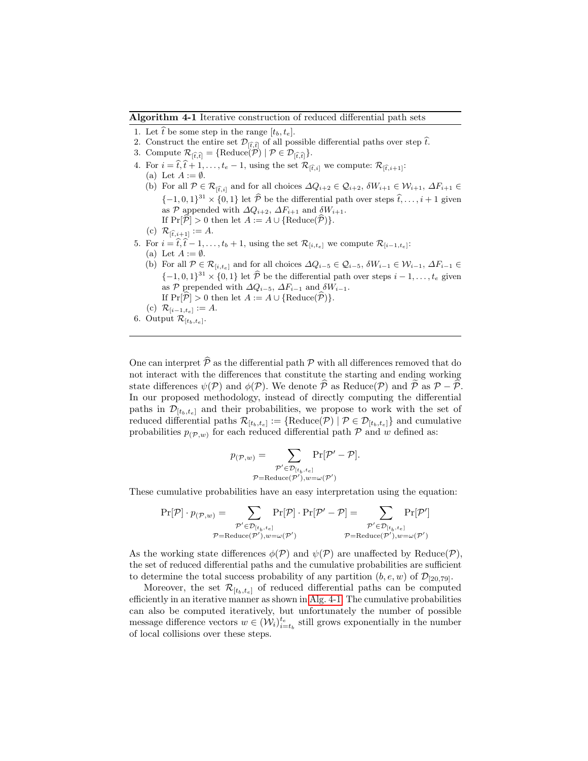**Algorithm 4-1** Iterative construction of reduced differential path sets

1. Let $\widehat{t}$ be some step in the range $[t_b, t_e]$.
2. Construct the entire set $\mathcal{D}_{[\widehat{t},\widehat{t}]}$ of all possible differential paths over step $\widehat{t}$.
3. Compute $\mathcal{R}_{[\widehat{t},\widehat{t}]} = \{\text{Reduce}(\mathcal{P}) \mid \mathcal{P} \in \mathcal{D}_{[\widehat{t},\widehat{t}]}\}$.
4. For $i = \widehat{t}, \widehat{t}+1, \ldots, t_e - 1$, using the set $\mathcal{R}_{[\widehat{t},i]}$ we compute: $\mathcal{R}_{[\widehat{t},i+1]}$:
   (a) Let $A := \emptyset$.
   (b) For all $\mathcal{P} \in \mathcal{R}_{[\widehat{t},i]}$ and for all choices $\Delta Q_{i+2} \in \mathcal{Q}_{i+2}$, $\delta W_{i+1} \in \mathcal{W}_{i+1}$, $\Delta F_{i+1} \in \{-1,0,1\}^{31} \times \{0,1\}$ let $\widehat{\mathcal{P}}$ be the differential path over steps $\widehat{t}, \ldots, i+1$ given as $\mathcal{P}$ appended with $\Delta Q_{i+2}$, $\Delta F_{i+1}$ and $\delta W_{i+1}$.
   If $\Pr[\widehat{\mathcal{P}}] > 0$ then let $A := A \cup \{\text{Reduce}(\widehat{\mathcal{P}})\}$.
   (c) $\mathcal{R}_{[\widehat{t},i+1]} := A$.
5. For $i = \widehat{t}, \widehat{t}-1, \ldots, t_b + 1$, using the set $\mathcal{R}_{[i,t_e]}$ we compute $\mathcal{R}_{[i-1,t_e]}$:
   (a) Let $A := \emptyset$.
   (b) For all $\mathcal{P} \in \mathcal{R}_{[i,t_e]}$ and for all choices $\Delta Q_{i-5} \in \mathcal{Q}_{i-5}$, $\delta W_{i-1} \in \mathcal{W}_{i-1}$, $\Delta F_{i-1} \in \{-1,0,1\}^{31} \times \{0,1\}$ let $\widehat{\mathcal{P}}$ be the differential path over steps $i-1, \ldots, t_e$ given as $\mathcal{P}$ prepended with $\Delta Q_{i-5}$, $\Delta F_{i-1}$ and $\delta W_{i-1}$.
   If $\Pr[\widehat{\mathcal{P}}] > 0$ then let $A := A \cup \{\text{Reduce}(\widehat{\mathcal{P}})\}$.
   (c) $\mathcal{R}_{[i-1,t_e]} := A$.
6. Output $\mathcal{R}_{[t_b,t_e]}$.

One can interpret $\widehat{\mathcal{P}}$ as the differential path $\mathcal{P}$ with all differences removed that do not interact with the differences that constitute the starting and ending working state differences $\psi(\mathcal{P})$ and $\phi(\mathcal{P})$. We denote $\widehat{\mathcal{P}}$ as $\text{Reduce}(\mathcal{P})$ and $\widetilde{\mathcal{P}}$ as $\mathcal{P} - \widehat{\mathcal{P}}$. In our proposed methodology, instead of directly computing the differential paths in $\mathcal{D}_{[t_b,t_e]}$ and their probabilities, we propose to work with the set of reduced differential paths $\mathcal{R}_{[t_b,t_e]} := \{\text{Reduce}(\mathcal{P}) \mid \mathcal{P} \in \mathcal{D}_{[t_b,t_e]}\}$ and cumulative probabilities $p_{(\mathcal{P},w)}$ for each reduced differential path $\mathcal{P}$ and $w$ defined as:

$$p_{(\mathcal{P},w)} = \sum_{\substack{\mathcal{P}' \in \mathcal{D}_{[t_b,t_e]} \\ \mathcal{P}=\text{Reduce}(\mathcal{P}'), w=\omega(\mathcal{P}')}} \Pr[\mathcal{P}' - \mathcal{P}].$$

These cumulative probabilities have an easy interpretation using the equation:

$$\Pr[\mathcal{P}] \cdot p_{(\mathcal{P},w)} = \sum_{\substack{\mathcal{P}' \in \mathcal{D}_{[t_b,t_e]} \\ \mathcal{P}=\text{Reduce}(\mathcal{P}'), w=\omega(\mathcal{P}')}} \Pr[\mathcal{P}] \cdot \Pr[\mathcal{P}' - \mathcal{P}] = \sum_{\substack{\mathcal{P}' \in \mathcal{D}_{[t_b,t_e]} \\ \mathcal{P}=\text{Reduce}(\mathcal{P}'), w=\omega(\mathcal{P}')}} \Pr[\mathcal{P}']$$

As the working state differences $\phi(\mathcal{P})$ and $\psi(\mathcal{P})$ are unaffected by $\text{Reduce}(\mathcal{P})$, the set of reduced differential paths and the cumulative probabilities are sufficient to determine the total success probability of any partition $(b, e, w)$ of $\mathcal{D}_{[20,79]}$.

Moreover, the set $\mathcal{R}_{[t_b,t_e]}$ of reduced differential paths can be computed efficiently in an iterative manner as shown in Alg. 4-1. The cumulative probabilities can also be computed iteratively, but unfortunately the number of possible message difference vectors $w \in (\mathcal{W}_i)_{i=t_b}^{t_e}$ still grows exponentially in the number of local collisions over these steps.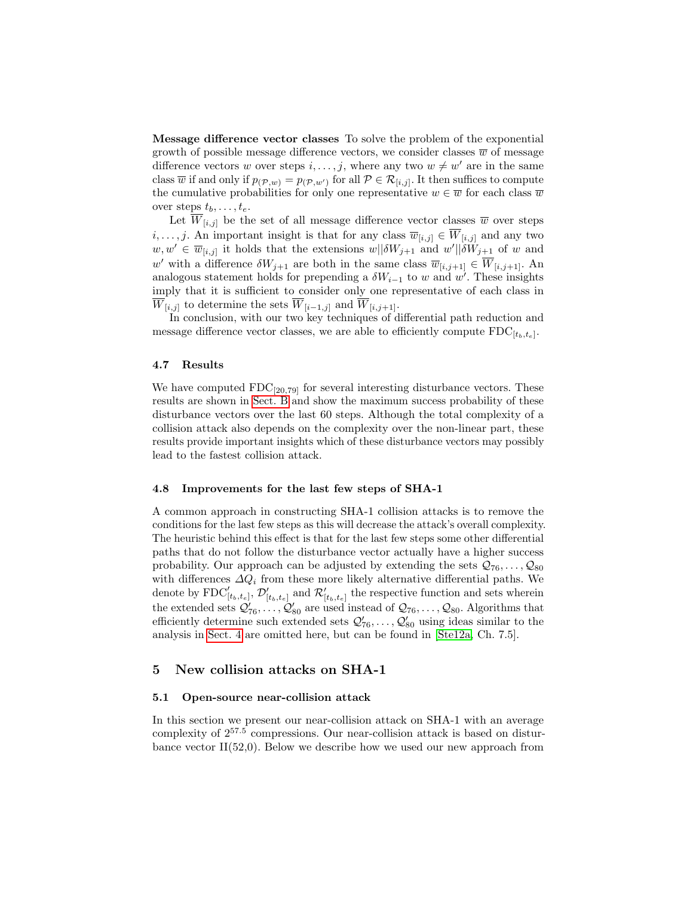**Message difference vector classes** To solve the problem of the exponential growth of possible message difference vectors, we consider classes $\overline{w}$ of message difference vectors $w$ over steps $i, \ldots, j$, where any two $w \neq w'$ are in the same class $\overline{w}$ if and only if $p_{(\mathcal{P},w)} = p_{(\mathcal{P},w')}$ for all $\mathcal{P} \in \mathcal{R}_{[i,j]}$. It then suffices to compute the cumulative probabilities for only one representative $w \in \overline{w}$ for each class $\overline{w}$ over steps $t_b, \ldots, t_e$.

Let $\overline{W}_{[i,j]}$ be the set of all message difference vector classes $\overline{w}$ over steps $i, \ldots, j$. An important insight is that for any class $\overline{w}_{[i,j]} \in \overline{W}_{[i,j]}$ and any two $w, w' \in \overline{w}_{[i,j]}$ it holds that the extensions $w||\delta W_{j+1}$ and $w'||\delta W_{j+1}$ of $w$ and $w'$ with a difference $\delta W_{j+1}$ are both in the same class $\overline{w}_{[i,j+1]} \in \overline{W}_{[i,j+1]}$. An analogous statement holds for prepending a $\delta W_{i-1}$ to $w$ and $w'$. These insights imply that it is sufficient to consider only one representative of each class in $\overline{W}_{[i,j]}$ to determine the sets $\overline{W}_{[i-1,j]}$ and $\overline{W}_{[i,j+1]}$.

In conclusion, with our two key techniques of differential path reduction and message difference vector classes, we are able to efficiently compute $\mathrm{FDC}_{[t_b,t_e]}$.

### 4.7 Results

We have computed $\mathrm{FDC}_{[20,79]}$ for several interesting disturbance vectors. These results are shown in Sect. B and show the maximum success probability of these disturbance vectors over the last 60 steps. Although the total complexity of a collision attack also depends on the complexity over the non-linear part, these results provide important insights which of these disturbance vectors may possibly lead to the fastest collision attack.

### 4.8 Improvements for the last few steps of SHA-1

A common approach in constructing SHA-1 collision attacks is to remove the conditions for the last few steps as this will decrease the attack's overall complexity. The heuristic behind this effect is that for the last few steps some other differential paths that do not follow the disturbance vector actually have a higher success probability. Our approach can be adjusted by extending the sets $\mathcal{Q}_{76}, \ldots, \mathcal{Q}_{80}$ with differences $\Delta Q_i$ from these more likely alternative differential paths. We denote by $\mathrm{FDC}'_{[t_b,t_e]}$, $\mathcal{D}'_{[t_b,t_e]}$ and $\mathcal{R}'_{[t_b,t_e]}$ the respective function and sets wherein the extended sets $\mathcal{Q}'_{76}, \ldots, \mathcal{Q}'_{80}$ are used instead of $\mathcal{Q}_{76}, \ldots, \mathcal{Q}_{80}$. Algorithms that efficiently determine such extended sets $\mathcal{Q}'_{76}, \ldots, \mathcal{Q}'_{80}$ using ideas similar to the analysis in Sect. 4 are omitted here, but can be found in [Ste12a, Ch. 7.5].

## 5 New collision attacks on SHA-1

### 5.1 Open-source near-collision attack

In this section we present our near-collision attack on SHA-1 with an average complexity of $2^{57.5}$ compressions. Our near-collision attack is based on disturbance vector II(52,0). Below we describe how we used our new approach from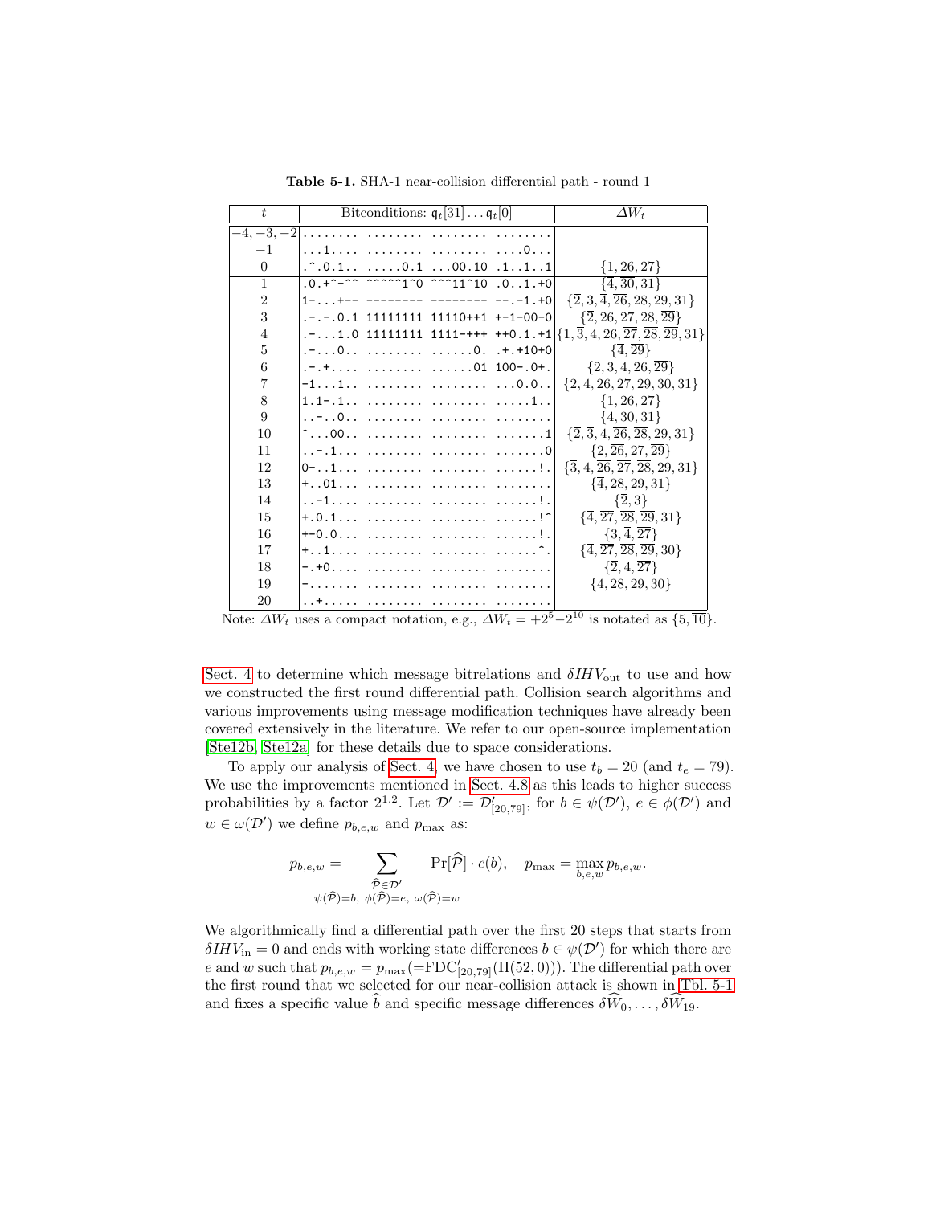**Table 5-1.** SHA-1 near-collision differential path - round 1

| $t$ | Bitconditions: $\mathfrak{q}_t[31]\ldots\mathfrak{q}_t[0]$ | $\Delta W_t$ |
|---|---|---|
| $-4,-3,-2$ | `........ ........ ........ ........` | |
| $-1$ | `...1.... ........ ........ ....0...` | |
| $0$ | `.^.0.1.. .....0.1 ...00.10 .1..1..1` | $\{1, 26, 27\}$ |
| $1$ | `.0.+^-^^ ^^^^^1^0 ^^^11^10 .0..1.+0` | $\{\overline{4}, \overline{30}, 31\}$ |
| $2$ | `1-...+-- -------- -------- --.-1.+0` | $\{\overline{2}, 3, \overline{4}, \overline{26}, 28, 29, 31\}$ |
| $3$ | `.-.-.0.1 11111111 11110++1 +-1-00-0` | $\{\overline{2}, 26, 27, 28, \overline{29}\}$ |
| $4$ | `.-...1.0 11111111 1111-+++ ++0.1.+1` | $\{1, \overline{3}, 4, 26, \overline{27}, \overline{28}, \overline{29}, 31\}$ |
| $5$ | `.-...0.. ........ ......0. .+.+10+0` | $\{\overline{4}, \overline{29}\}$ |
| $6$ | `.-.+.... ........ ......01 100-.0+.` | $\{2, 3, 4, 26, \overline{29}\}$ |
| $7$ | `-1...1.. ........ ........ ...0.0..` | $\{2, 4, \overline{26}, \overline{27}, 29, 30, 31\}$ |
| $8$ | `1.1-.1.. ........ ........ .....1..` | $\{\overline{1}, 26, \overline{27}\}$ |
| $9$ | `..-..0.. ........ ........ ........` | $\{\overline{4}, 30, 31\}$ |
| $10$ | `^...00.. ........ ........ .......1` | $\{\overline{2}, \overline{3}, 4, \overline{26}, \overline{28}, 29, 31\}$ |
| $11$ | `..-.1... ........ ........ .......0` | $\{2, \overline{26}, 27, \overline{29}\}$ |
| $12$ | `0-..1... ........ ........ ......!.` | $\{\overline{3}, 4, \overline{26}, \overline{27}, \overline{28}, 29, 31\}$ |
| $13$ | `+..01... ........ ........ ........` | $\{\overline{4}, 28, 29, 31\}$ |
| $14$ | `..-1.... ........ ........ ......!.` | $\{\overline{2}, 3\}$ |
| $15$ | `+.0.1... ........ ........ ......!^` | $\{\overline{4}, \overline{27}, \overline{28}, \overline{29}, 31\}$ |
| $16$ | `+-0.0... ........ ........ ......!.` | $\{3, \overline{4}, \overline{27}\}$ |
| $17$ | `+..1.... ........ ........ ......^.` | $\{\overline{4}, \overline{27}, \overline{28}, \overline{29}, 30\}$ |
| $18$ | `-.+0.... ........ ........ ........` | $\{\overline{2}, 4, \overline{27}\}$ |
| $19$ | `-....... ........ ........ ........` | $\{4, 28, 29, \overline{30}\}$ |
| $20$ | `..+..... ........ ........ ........` | |

Note: $\Delta W_t$ uses a compact notation, e.g., $\Delta W_t = +2^5 - 2^{10}$ is notated as $\{5, \overline{10}\}$.

Sect. 4 to determine which message bitrelations and $\delta IHV_{\text{out}}$ to use and how we constructed the first round differential path. Collision search algorithms and various improvements using message modification techniques have already been covered extensively in the literature. We refer to our open-source implementation [Ste12b, Ste12a] for these details due to space considerations.

To apply our analysis of Sect. 4, we have chosen to use $t_b = 20$ (and $t_e = 79$). We use the improvements mentioned in Sect. 4.8 as this leads to higher success probabilities by a factor $2^{1.2}$. Let $\mathcal{D}' := \mathcal{D}'_{[20,79]}$, for $b \in \psi(\mathcal{D}')$, $e \in \phi(\mathcal{D}')$ and $w \in \omega(\mathcal{D}')$ we define $p_{b,e,w}$ and $p_{\max}$ as:

$$p_{b,e,w} = \sum_{\substack{\widehat{\mathcal{P}} \in \mathcal{D}' \\ \psi(\widehat{\mathcal{P}})=b,\ \phi(\widehat{\mathcal{P}})=e,\ \omega(\widehat{\mathcal{P}})=w}} \Pr[\widehat{\mathcal{P}}] \cdot c(b), \quad p_{\max} = \max_{b,e,w} p_{b,e,w}.$$

We algorithmically find a differential path over the first 20 steps that starts from $\delta IHV_{\text{in}} = 0$ and ends with working state differences $b \in \psi(\mathcal{D}')$ for which there are $e$ and $w$ such that $p_{b,e,w} = p_{\max} (= \text{FDC}'_{[20,79]}(\text{II}(52, 0)))$. The differential path over the first round that we selected for our near-collision attack is shown in Tbl. 5-1 and fixes a specific value $\widehat{b}$ and specific message differences $\widehat{\delta W_0}, \ldots, \widehat{\delta W_{19}}$.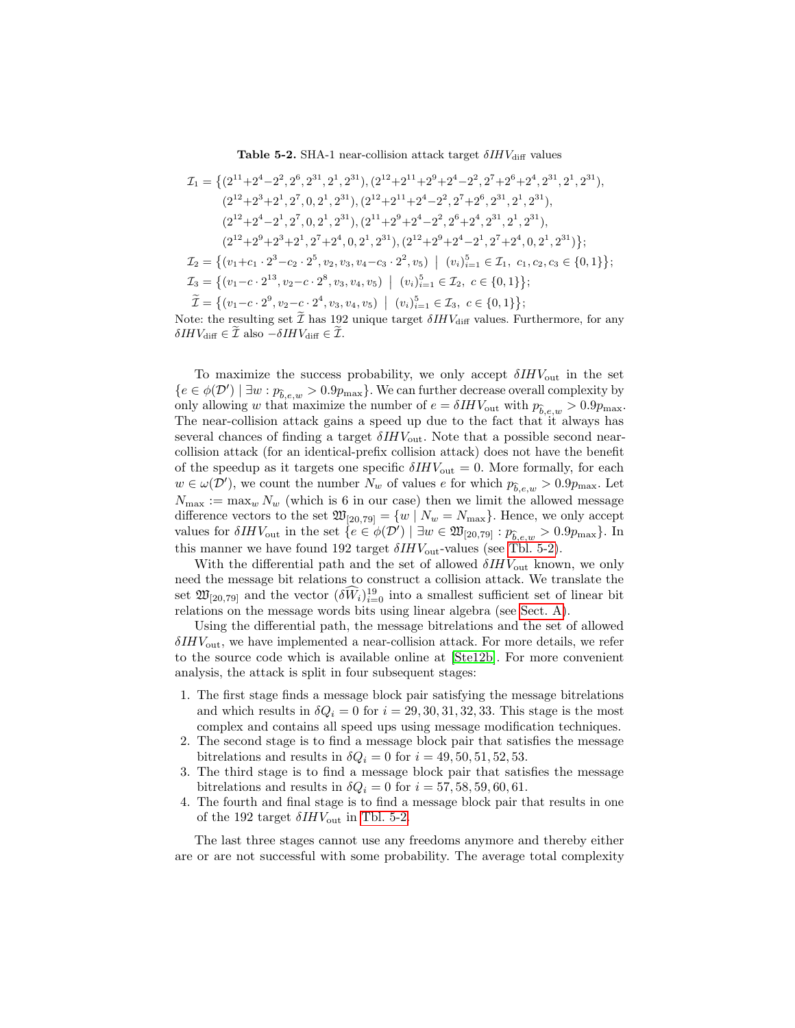**Table 5-2.** SHA-1 near-collision attack target $\delta IHV_{\text{diff}}$ values

$$\begin{aligned}
\mathcal{I}_1 = \big\{ & (2^{11}{+}2^{4}{-}2^{2}, 2^{6}, 2^{31}, 2^{1}, 2^{31}), (2^{12}{+}2^{11}{+}2^{9}{+}2^{4}{-}2^{2}, 2^{7}{+}2^{6}{+}2^{4}, 2^{31}, 2^{1}, 2^{31}), \\
& (2^{12}{+}2^{3}{+}2^{1}, 2^{7}, 0, 2^{1}, 2^{31}), (2^{12}{+}2^{11}{+}2^{4}{-}2^{2}, 2^{7}{+}2^{6}, 2^{31}, 2^{1}, 2^{31}), \\
& (2^{12}{+}2^{4}{-}2^{1}, 2^{7}, 0, 2^{1}, 2^{31}), (2^{11}{+}2^{9}{+}2^{4}{-}2^{2}, 2^{6}{+}2^{4}, 2^{31}, 2^{1}, 2^{31}), \\
& (2^{12}{+}2^{9}{+}2^{3}{+}2^{1}, 2^{7}{+}2^{4}, 0, 2^{1}, 2^{31}), (2^{12}{+}2^{9}{+}2^{4}{-}2^{1}, 2^{7}{+}2^{4}, 0, 2^{1}, 2^{31}) \big\}; \\
\mathcal{I}_2 = \big\{ & (v_1{+}c_1 \cdot 2^{3}{-}c_2 \cdot 2^{5}, v_2, v_3, v_4{-}c_3 \cdot 2^{2}, v_5) \;\big|\; (v_i)_{i=1}^{5} \in \mathcal{I}_1,\; c_1, c_2, c_3 \in \{0, 1\} \big\}; \\
\mathcal{I}_3 = \big\{ & (v_1{-}c \cdot 2^{13}, v_2{-}c \cdot 2^{8}, v_3, v_4, v_5) \;\big|\; (v_i)_{i=1}^{5} \in \mathcal{I}_2,\; c \in \{0, 1\} \big\}; \\
\widetilde{\mathcal{I}} = \big\{ & (v_1{-}c \cdot 2^{9}, v_2{-}c \cdot 2^{4}, v_3, v_4, v_5) \;\big|\; (v_i)_{i=1}^{5} \in \mathcal{I}_3,\; c \in \{0, 1\} \big\};
\end{aligned}$$

Note: the resulting set $\widetilde{\mathcal{I}}$ has 192 unique target $\delta IHV_{\text{diff}}$ values. Furthermore, for any $\delta IHV_{\text{diff}} \in \widetilde{\mathcal{I}}$ also $-\delta IHV_{\text{diff}} \in \widetilde{\mathcal{I}}$.

To maximize the success probability, we only accept $\delta IHV_{\text{out}}$ in the set $\{e \in \phi(\mathcal{D}') \mid \exists w : p_{\widehat{b},e,w} > 0.9 p_{\max}\}$. We can further decrease overall complexity by only allowing $w$ that maximize the number of $e = \delta IHV_{\text{out}}$ with $p_{\widehat{b},e,w} > 0.9 p_{\max}$. The near-collision attack gains a speed up due to the fact that it always has several chances of finding a target $\delta IHV_{\text{out}}$. Note that a possible second near-collision attack (for an identical-prefix collision attack) does not have the benefit of the speedup as it targets one specific $\delta IHV_{\text{out}} = 0$. More formally, for each $w \in \omega(\mathcal{D}')$, we count the number $N_w$ of values $e$ for which $p_{\widehat{b},e,w} > 0.9 p_{\max}$. Let $N_{\max} := \max_w N_w$ (which is 6 in our case) then we limit the allowed message difference vectors to the set $\mathfrak{W}_{[20,79]} = \{w \mid N_w = N_{\max}\}$. Hence, we only accept values for $\delta IHV_{\text{out}}$ in the set $\{e \in \phi(\mathcal{D}') \mid \exists w \in \mathfrak{W}_{[20,79]} : p_{\widehat{b},e,w} > 0.9 p_{\max}\}$. In this manner we have found 192 target $\delta IHV_{\text{out}}$-values (see Tbl. 5-2).

With the differential path and the set of allowed $\delta IHV_{\text{out}}$ known, we only need the message bit relations to construct a collision attack. We translate the set $\mathfrak{W}_{[20,79]}$ and the vector $(\delta \widehat{W}_i)_{i=0}^{19}$ into a smallest sufficient set of linear bit relations on the message words bits using linear algebra (see Sect. A).

Using the differential path, the message bitrelations and the set of allowed $\delta IHV_{\text{out}}$, we have implemented a near-collision attack. For more details, we refer to the source code which is available online at [Ste12b]. For more convenient analysis, the attack is split in four subsequent stages:

1. The first stage finds a message block pair satisfying the message bitrelations and which results in $\delta Q_i = 0$ for $i = 29, 30, 31, 32, 33$. This stage is the most complex and contains all speed ups using message modification techniques.
2. The second stage is to find a message block pair that satisfies the message bitrelations and results in $\delta Q_i = 0$ for $i = 49, 50, 51, 52, 53$.
3. The third stage is to find a message block pair that satisfies the message bitrelations and results in $\delta Q_i = 0$ for $i = 57, 58, 59, 60, 61$.
4. The fourth and final stage is to find a message block pair that results in one of the 192 target $\delta IHV_{\text{out}}$ in Tbl. 5-2.

The last three stages cannot use any freedoms anymore and thereby either are or are not successful with some probability. The average total complexity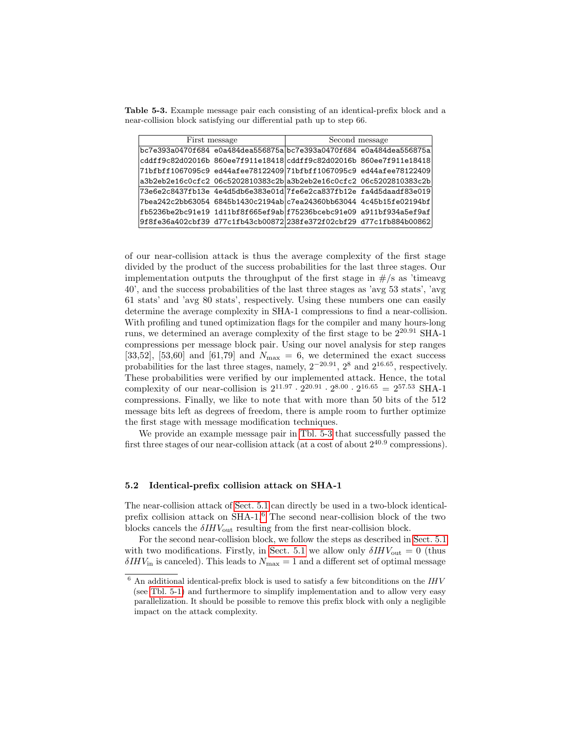**Table 5-3.** Example message pair each consisting of an identical-prefix block and a near-collision block satisfying our differential path up to step 66.

| First message | Second message |
|---|---|
| bc7e393a0470f684 e0a484dea556875a | bc7e393a0470f684 e0a484dea556875a |
| cddff9c82d02016b 860ee7f911e18418 | cddff9c82d02016b 860ee7f911e18418 |
| 71bfbff1067095c9 ed44afee78122409 | 71bfbff1067095c9 ed44afee78122409 |
| a3b2eb2e16c0cfc2 06c5202810383c2b | a3b2eb2e16c0cfc2 06c5202810383c2b |
| 73e6e2c8437fb13e 4e4d5db6e383e01d | 7fe6e2ca837fb12e fa4d5daadf83e019 |
| 7bea242c2bb63054 6845b1430c2194ab | c7ea24360bb63044 4c45b15fe02194bf |
| fb5236be2bc91e19 1d11bf8f665ef9ab | f75236bcebc91e09 a911bf934a5ef9af |
| 9f8fe36a402cbf39 d77c1fb43cb00872 | 238fe372f02cbf29 d77c1fb884b00862 |

of our near-collision attack is thus the average complexity of the first stage divided by the product of the success probabilities for the last three stages. Our implementation outputs the throughput of the first stage in #/s as 'timeavg 40', and the success probabilities of the last three stages as 'avg 53 stats', 'avg 61 stats' and 'avg 80 stats', respectively. Using these numbers one can easily determine the average complexity in SHA-1 compressions to find a near-collision. With profiling and tuned optimization flags for the compiler and many hours-long runs, we determined an average complexity of the first stage to be $2^{20.91}$ SHA-1 compressions per message block pair. Using our novel analysis for step ranges [33,52], [53,60] and [61,79] and $N_{\max} = 6$, we determined the exact success probabilities for the last three stages, namely, $2^{-20.91}$, $2^{8}$ and $2^{16.65}$, respectively. These probabilities were verified by our implemented attack. Hence, the total complexity of our near-collision is $2^{11.97} \cdot 2^{20.91} \cdot 2^{8.00} \cdot 2^{16.65} = 2^{57.53}$ SHA-1 compressions. Finally, we like to note that with more than 50 bits of the 512 message bits left as degrees of freedom, there is ample room to further optimize the first stage with message modification techniques.

We provide an example message pair in Tbl. 5-3 that successfully passed the first three stages of our near-collision attack (at a cost of about $2^{40.9}$ compressions).

### 5.2 Identical-prefix collision attack on SHA-1

The near-collision attack of Sect. 5.1 can directly be used in a two-block identical-prefix collision attack on SHA-1.[6] The second near-collision block of the two blocks cancels the $\delta IHV_{\text{out}}$ resulting from the first near-collision block.

For the second near-collision block, we follow the steps as described in Sect. 5.1 with two modifications. Firstly, in Sect. 5.1 we allow only $\delta IHV_{\text{out}} = 0$ (thus $\delta IHV_{\text{in}}$ is canceled). This leads to $N_{\max} = 1$ and a different set of optimal message

[6] An additional identical-prefix block is used to satisfy a few bitconditions on the $IHV$ (see Tbl. 5-1) and furthermore to simplify implementation and to allow very easy parallelization. It should be possible to remove this prefix block with only a negligible impact on the attack complexity.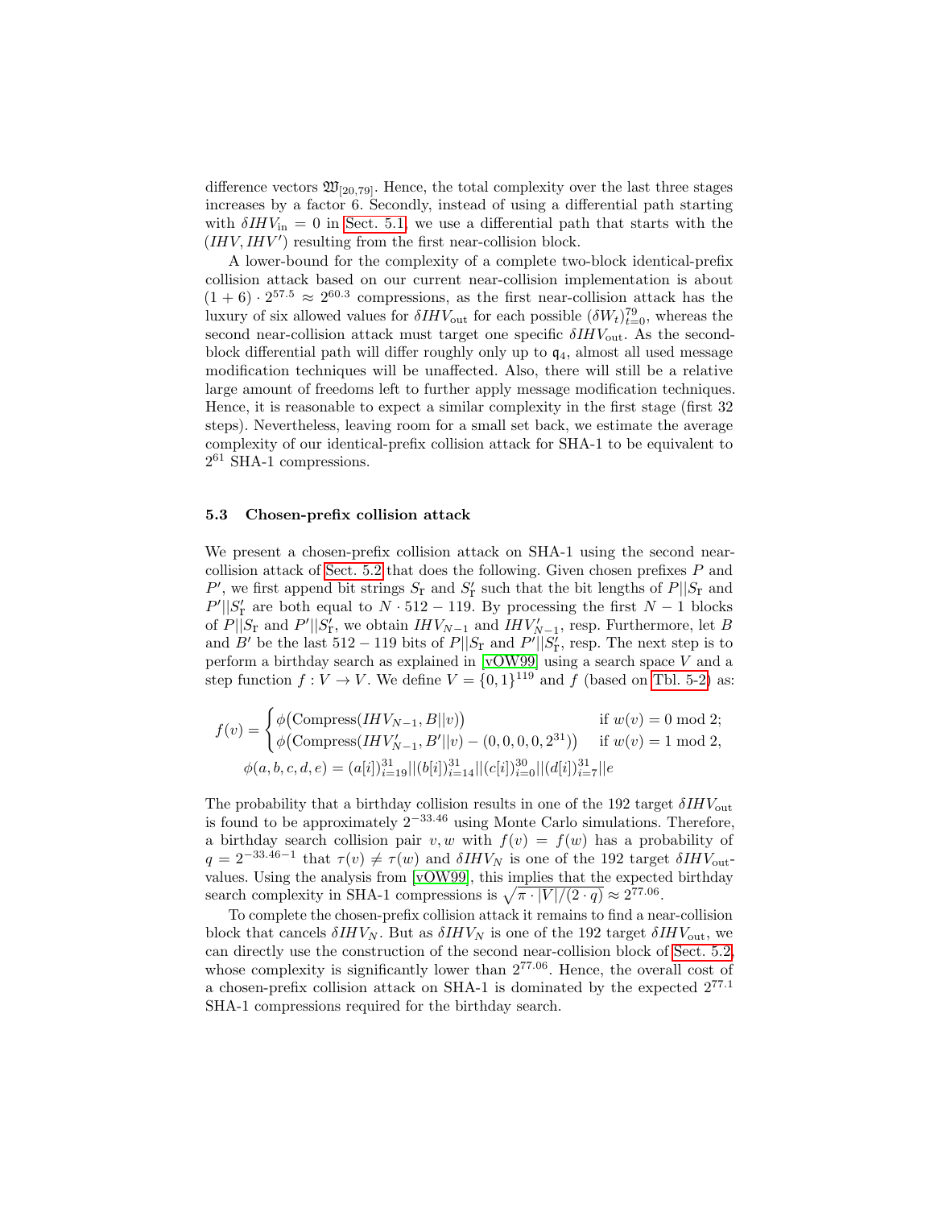difference vectors $\mathfrak{W}_{[20,79]}$. Hence, the total complexity over the last three stages increases by a factor 6. Secondly, instead of using a differential path starting with $\delta IHV_{\text{in}} = 0$ in Sect. 5.1, we use a differential path that starts with the $(IHV, IHV')$ resulting from the first near-collision block.

A lower-bound for the complexity of a complete two-block identical-prefix collision attack based on our current near-collision implementation is about $(1+6) \cdot 2^{57.5} \approx 2^{60.3}$ compressions, as the first near-collision attack has the luxury of six allowed values for $\delta IHV_{\text{out}}$ for each possible $(\delta W_t)_{t=0}^{79}$, whereas the second near-collision attack must target one specific $\delta IHV_{\text{out}}$. As the second-block differential path will differ roughly only up to $\mathfrak{q}_4$, almost all used message modification techniques will be unaffected. Also, there will still be a relative large amount of freedoms left to further apply message modification techniques. Hence, it is reasonable to expect a similar complexity in the first stage (first 32 steps). Nevertheless, leaving room for a small set back, we estimate the average complexity of our identical-prefix collision attack for SHA-1 to be equivalent to $2^{61}$ SHA-1 compressions.

### 5.3 Chosen-prefix collision attack

We present a chosen-prefix collision attack on SHA-1 using the second near-collision attack of Sect. 5.2 that does the following. Given chosen prefixes $P$ and $P'$, we first append bit strings $S_{\text{r}}$ and $S'_{\text{r}}$ such that the bit lengths of $P||S_{\text{r}}$ and $P'||S'_{\text{r}}$ are both equal to $N \cdot 512 - 119$. By processing the first $N-1$ blocks of $P||S_{\text{r}}$ and $P'||S'_{\text{r}}$, we obtain $IHV_{N-1}$ and $IHV'_{N-1}$, resp. Furthermore, let $B$ and $B'$ be the last $512 - 119$ bits of $P||S_{\text{r}}$ and $P'||S'_{\text{r}}$, resp. The next step is to perform a birthday search as explained in [vOW99] using a search space $V$ and a step function $f : V \to V$. We define $V = \{0,1\}^{119}$ and $f$ (based on Tbl. 5-2) as:

$$f(v) = \begin{cases} \phi\big(\text{Compress}(IHV_{N-1}, B||v)\big) & \text{if } w(v) = 0 \bmod 2; \\ \phi\big(\text{Compress}(IHV'_{N-1}, B'||v) - (0,0,0,0,2^{31})\big) & \text{if } w(v) = 1 \bmod 2, \end{cases}$$

$$\phi(a,b,c,d,e) = (a[i])_{i=19}^{31} || (b[i])_{i=14}^{31} || (c[i])_{i=0}^{30} || (d[i])_{i=7}^{31} || e$$

The probability that a birthday collision results in one of the 192 target $\delta IHV_{\text{out}}$ is found to be approximately $2^{-33.46}$ using Monte Carlo simulations. Therefore, a birthday search collision pair $v, w$ with $f(v) = f(w)$ has a probability of $q = 2^{-33.46-1}$ that $\tau(v) \neq \tau(w)$ and $\delta IHV_N$ is one of the 192 target $\delta IHV_{\text{out}}$-values. Using the analysis from [vOW99], this implies that the expected birthday search complexity in SHA-1 compressions is $\sqrt{\pi \cdot |V| / (2 \cdot q)} \approx 2^{77.06}$.

To complete the chosen-prefix collision attack it remains to find a near-collision block that cancels $\delta IHV_N$. But as $\delta IHV_N$ is one of the 192 target $\delta IHV_{\text{out}}$, we can directly use the construction of the second near-collision block of Sect. 5.2, whose complexity is significantly lower than $2^{77.06}$. Hence, the overall cost of a chosen-prefix collision attack on SHA-1 is dominated by the expected $2^{77.1}$ SHA-1 compressions required for the birthday search.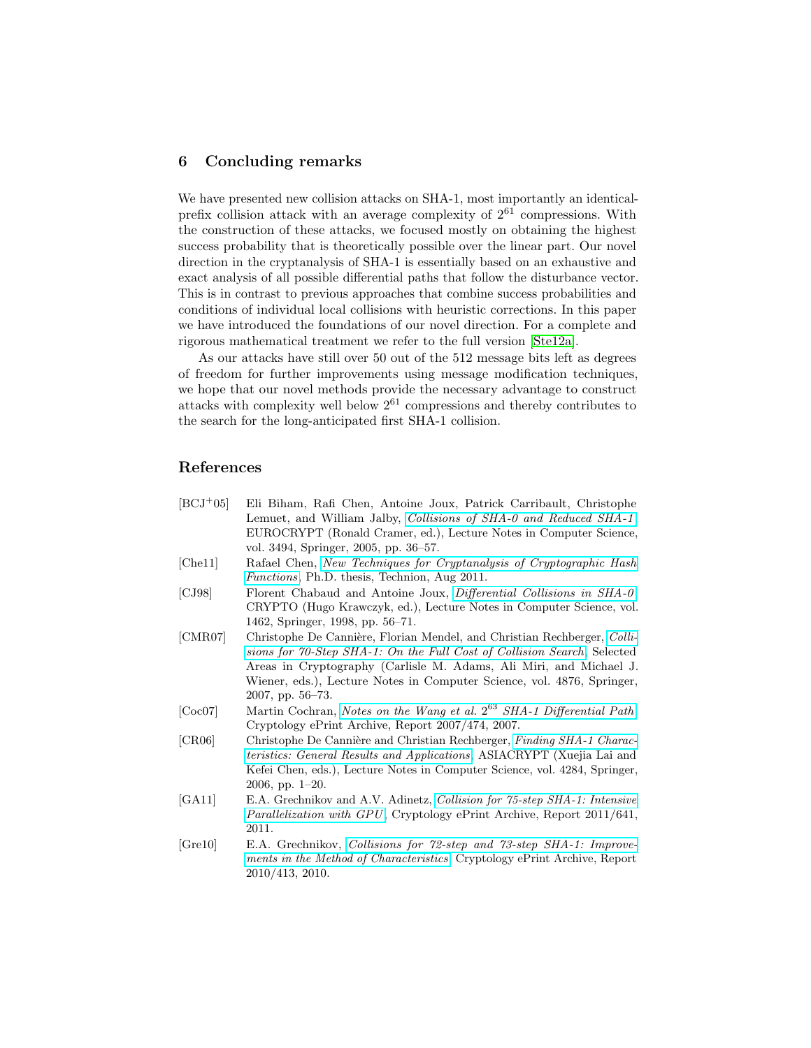## 6 Concluding remarks

We have presented new collision attacks on SHA-1, most importantly an identical-prefix collision attack with an average complexity of $2^{61}$ compressions. With the construction of these attacks, we focused mostly on obtaining the highest success probability that is theoretically possible over the linear part. Our novel direction in the cryptanalysis of SHA-1 is essentially based on an exhaustive and exact analysis of all possible differential paths that follow the disturbance vector. This is in contrast to previous approaches that combine success probabilities and conditions of individual local collisions with heuristic corrections. In this paper we have introduced the foundations of our novel direction. For a complete and rigorous mathematical treatment we refer to the full version [Ste12a].

As our attacks have still over 50 out of the 512 message bits left as degrees of freedom for further improvements using message modification techniques, we hope that our novel methods provide the necessary advantage to construct attacks with complexity well below $2^{61}$ compressions and thereby contributes to the search for the long-anticipated first SHA-1 collision.

## References

[BCJ+05] Eli Biham, Rafi Chen, Antoine Joux, Patrick Carribault, Christophe Lemuet, and William Jalby, *Collisions of SHA-0 and Reduced SHA-1*, EUROCRYPT (Ronald Cramer, ed.), Lecture Notes in Computer Science, vol. 3494, Springer, 2005, pp. 36–57.

[Che11] Rafael Chen, *New Techniques for Cryptanalysis of Cryptographic Hash Functions*, Ph.D. thesis, Technion, Aug 2011.

[CJ98] Florent Chabaud and Antoine Joux, *Differential Collisions in SHA-0*, CRYPTO (Hugo Krawczyk, ed.), Lecture Notes in Computer Science, vol. 1462, Springer, 1998, pp. 56–71.

[CMR07] Christophe De Cannière, Florian Mendel, and Christian Rechberger, *Collisions for 70-Step SHA-1: On the Full Cost of Collision Search*, Selected Areas in Cryptography (Carlisle M. Adams, Ali Miri, and Michael J. Wiener, eds.), Lecture Notes in Computer Science, vol. 4876, Springer, 2007, pp. 56–73.

[Coc07] Martin Cochran, *Notes on the Wang et al. $2^{63}$ SHA-1 Differential Path*, Cryptology ePrint Archive, Report 2007/474, 2007.

[CR06] Christophe De Cannière and Christian Rechberger, *Finding SHA-1 Characteristics: General Results and Applications*, ASIACRYPT (Xuejia Lai and Kefei Chen, eds.), Lecture Notes in Computer Science, vol. 4284, Springer, 2006, pp. 1–20.

[GA11] E.A. Grechnikov and A.V. Adinetz, *Collision for 75-step SHA-1: Intensive Parallelization with GPU*, Cryptology ePrint Archive, Report 2011/641, 2011.

[Gre10] E.A. Grechnikov, *Collisions for 72-step and 73-step SHA-1: Improvements in the Method of Characteristics*, Cryptology ePrint Archive, Report 2010/413, 2010.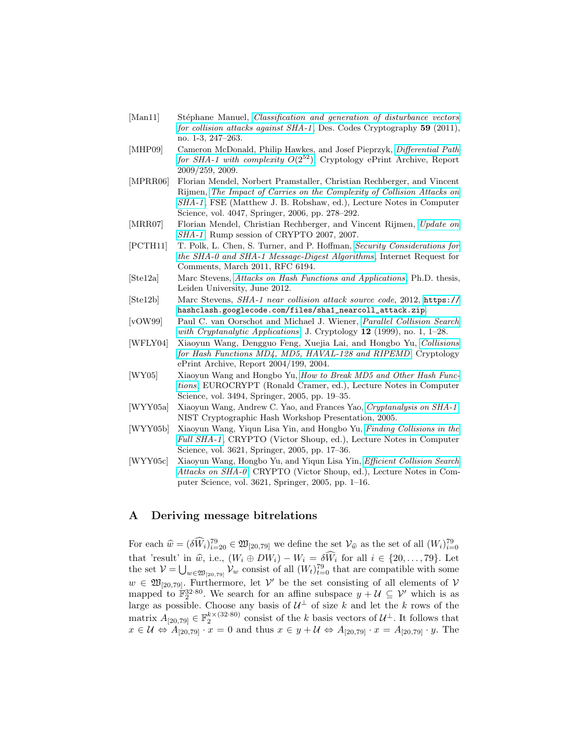[Man11] Stéphane Manuel, *Classification and generation of disturbance vectors for collision attacks against SHA-1*, Des. Codes Cryptography **59** (2011), no. 1-3, 247–263.

[MHP09] Cameron McDonald, Philip Hawkes, and Josef Pieprzyk, *Differential Path for SHA-1 with complexity $O(2^{52})$*, Cryptology ePrint Archive, Report 2009/259, 2009.

[MPRR06] Florian Mendel, Norbert Pramstaller, Christian Rechberger, and Vincent Rijmen, *The Impact of Carries on the Complexity of Collision Attacks on SHA-1*, FSE (Matthew J. B. Robshaw, ed.), Lecture Notes in Computer Science, vol. 4047, Springer, 2006, pp. 278–292.

[MRR07] Florian Mendel, Christian Rechberger, and Vincent Rijmen, *Update on SHA-1*, Rump session of CRYPTO 2007, 2007.

[PCTH11] T. Polk, L. Chen, S. Turner, and P. Hoffman, *Security Considerations for the SHA-0 and SHA-1 Message-Digest Algorithms*, Internet Request for Comments, March 2011, RFC 6194.

[Ste12a] Marc Stevens, *Attacks on Hash Functions and Applications*, Ph.D. thesis, Leiden University, June 2012.

[Ste12b] Marc Stevens, *SHA-1 near collision attack source code*, 2012, `https://hashclash.googlecode.com/files/sha1_nearcoll_attack.zip`.

[vOW99] Paul C. van Oorschot and Michael J. Wiener, *Parallel Collision Search with Cryptanalytic Applications*, J. Cryptology **12** (1999), no. 1, 1–28.

[WFLY04] Xiaoyun Wang, Dengguo Feng, Xuejia Lai, and Hongbo Yu, *Collisions for Hash Functions MD4, MD5, HAVAL-128 and RIPEMD*, Cryptology ePrint Archive, Report 2004/199, 2004.

[WY05] Xiaoyun Wang and Hongbo Yu, *How to Break MD5 and Other Hash Functions*, EUROCRYPT (Ronald Cramer, ed.), Lecture Notes in Computer Science, vol. 3494, Springer, 2005, pp. 19–35.

[WYY05a] Xiaoyun Wang, Andrew C. Yao, and Frances Yao, *Cryptanalysis on SHA-1*, NIST Cryptographic Hash Workshop Presentation, 2005.

[WYY05b] Xiaoyun Wang, Yiqun Lisa Yin, and Hongbo Yu, *Finding Collisions in the Full SHA-1*, CRYPTO (Victor Shoup, ed.), Lecture Notes in Computer Science, vol. 3621, Springer, 2005, pp. 17–36.

[WYY05c] Xiaoyun Wang, Hongbo Yu, and Yiqun Lisa Yin, *Efficient Collision Search Attacks on SHA-0*, CRYPTO (Victor Shoup, ed.), Lecture Notes in Computer Science, vol. 3621, Springer, 2005, pp. 1–16.

## A Deriving message bitrelations

For each $\widehat{w} = (\delta\widehat{W}_i)_{i=20}^{79} \in \mathfrak{W}_{[20,79]}$ we define the set $\mathcal{V}_{\widehat{w}}$ as the set of all $(W_i)_{i=0}^{79}$ that 'result' in $\widehat{w}$, i.e., $(W_i \oplus DW_i) - W_i = \delta\widehat{W}_i$ for all $i \in \{20, \dots, 79\}$. Let the set $\mathcal{V} = \bigcup_{w \in \mathfrak{W}_{[20,79]}} \mathcal{V}_w$ consist of all $(W_t)_{t=0}^{79}$ that are compatible with some $w \in \mathfrak{W}_{[20,79]}$. Furthermore, let $\mathcal{V}'$ be the set consisting of all elements of $\mathcal{V}$ mapped to $\mathbb{F}_2^{32\cdot 80}$. We search for an affine subspace $y + \mathcal{U} \subseteq \mathcal{V}'$ which is as large as possible. Choose any basis of $\mathcal{U}^\perp$ of size $k$ and let the $k$ rows of the matrix $A_{[20,79]} \in \mathbb{F}_2^{k\times(32\cdot 80)}$ consist of the $k$ basis vectors of $\mathcal{U}^\perp$. It follows that $x \in \mathcal{U} \Leftrightarrow A_{[20,79]} \cdot x = 0$ and thus $x \in y + \mathcal{U} \Leftrightarrow A_{[20,79]} \cdot x = A_{[20,79]} \cdot y$. The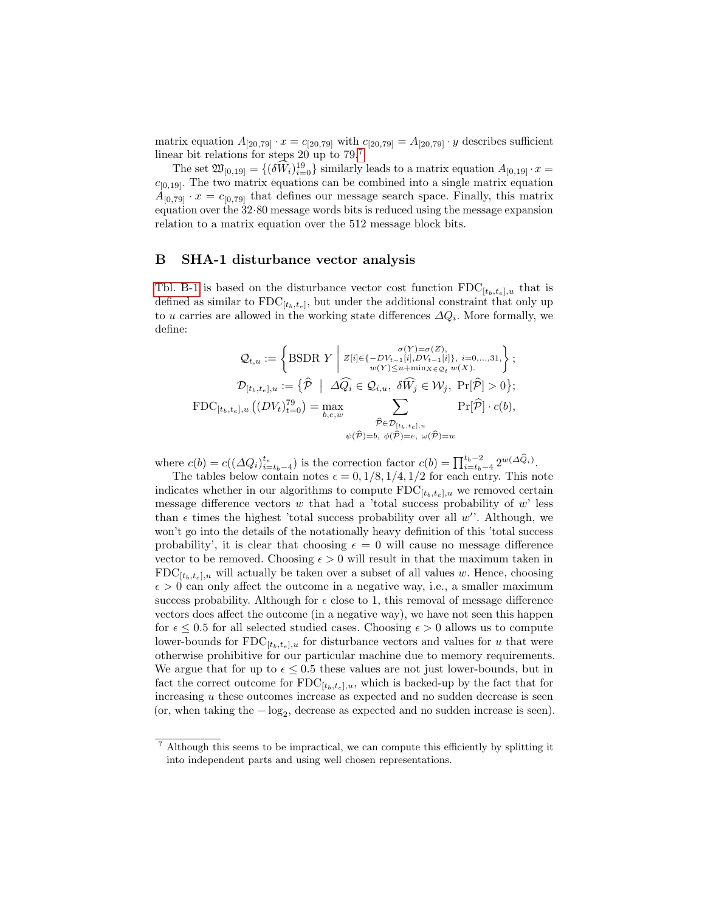matrix equation $A_{[20,79]} \cdot x = c_{[20,79]}$ with $c_{[20,79]} = A_{[20,79]} \cdot y$ describes sufficient linear bit relations for steps 20 up to 79.[7]

The set $\mathfrak{W}_{[0,19]} = \{(\widehat{\delta W_i})_{i=0}^{19}\}$ similarly leads to a matrix equation $A_{[0,19]} \cdot x = c_{[0,19]}$. The two matrix equations can be combined into a single matrix equation $A_{[0,79]} \cdot x = c_{[0,79]}$ that defines our message search space. Finally, this matrix equation over the $32 \cdot 80$ message words bits is reduced using the message expansion relation to a matrix equation over the 512 message block bits.

## B SHA-1 disturbance vector analysis

Tbl. B-1 is based on the disturbance vector cost function $\mathrm{FDC}_{[t_b,t_e],u}$ that is defined as similar to $\mathrm{FDC}_{[t_b,t_e]}$, but under the additional constraint that only up to $u$ carries are allowed in the working state differences $\Delta Q_i$. More formally, we define:

$$\mathcal{Q}_{t,u} := \left\{ \text{BSDR } Y \;\middle|\; \substack{\sigma(Y)=\sigma(Z), \\ Z[i]\in\{-DV_{t-1}[i],DV_{t-1}[i]\},\ i=0,\ldots,31, \\ w(Y)\leq u+\min_{X\in\mathcal{Q}_t} w(X).} \right\};$$

$$\mathcal{D}_{[t_b,t_e],u} := \left\{ \widehat{\mathcal{P}} \;\middle|\; \widehat{\Delta Q_i} \in \mathcal{Q}_{i,u},\ \widehat{\delta W_j} \in \mathcal{W}_j,\ \Pr[\widehat{\mathcal{P}}] > 0 \right\};$$

$$\mathrm{FDC}_{[t_b,t_e],u}\left((DV_t)_{t=0}^{79}\right) = \max_{b,e,w} \sum_{\substack{\widehat{\mathcal{P}}\in\mathcal{D}_{[t_b,t_e],u} \\ \psi(\widehat{\mathcal{P}})=b,\ \phi(\widehat{\mathcal{P}})=e,\ \omega(\widehat{\mathcal{P}})=w}} \Pr[\widehat{\mathcal{P}}] \cdot c(b),$$

where $c(b) = c((\Delta Q_i)_{i=t_b-4}^{t_e})$ is the correction factor $c(b) = \prod_{i=t_b-4}^{t_b-2} 2^{w(\Delta \widehat{Q}_i)}$.

The tables below contain notes $\epsilon = 0, 1/8, 1/4, 1/2$ for each entry. This note indicates whether in our algorithms to compute $\mathrm{FDC}_{[t_b,t_e],u}$ we removed certain message difference vectors $w$ that had a 'total success probability of $w$' less than $\epsilon$ times the highest 'total success probability over all $w'$'. Although, we won't go into the details of the notationally heavy definition of this 'total success probability', it is clear that choosing $\epsilon = 0$ will cause no message difference vector to be removed. Choosing $\epsilon > 0$ will result in that the maximum taken in $\mathrm{FDC}_{[t_b,t_e],u}$ will actually be taken over a subset of all values $w$. Hence, choosing $\epsilon > 0$ can only affect the outcome in a negative way, i.e., a smaller maximum success probability. Although for $\epsilon$ close to 1, this removal of message difference vectors does affect the outcome (in a negative way), we have not seen this happen for $\epsilon \leq 0.5$ for all selected studied cases. Choosing $\epsilon > 0$ allows us to compute lower-bounds for $\mathrm{FDC}_{[t_b,t_e],u}$ for disturbance vectors and values for $u$ that were otherwise prohibitive for our particular machine due to memory requirements. We argue that for up to $\epsilon \leq 0.5$ these values are not just lower-bounds, but in fact the correct outcome for $\mathrm{FDC}_{[t_b,t_e],u}$, which is backed-up by the fact that for increasing $u$ these outcomes increase as expected and no sudden decrease is seen (or, when taking the $-\log_2$, decrease as expected and no sudden increase is seen).

[7] Although this seems to be impractical, we can compute this efficiently by splitting it into independent parts and using well chosen representations.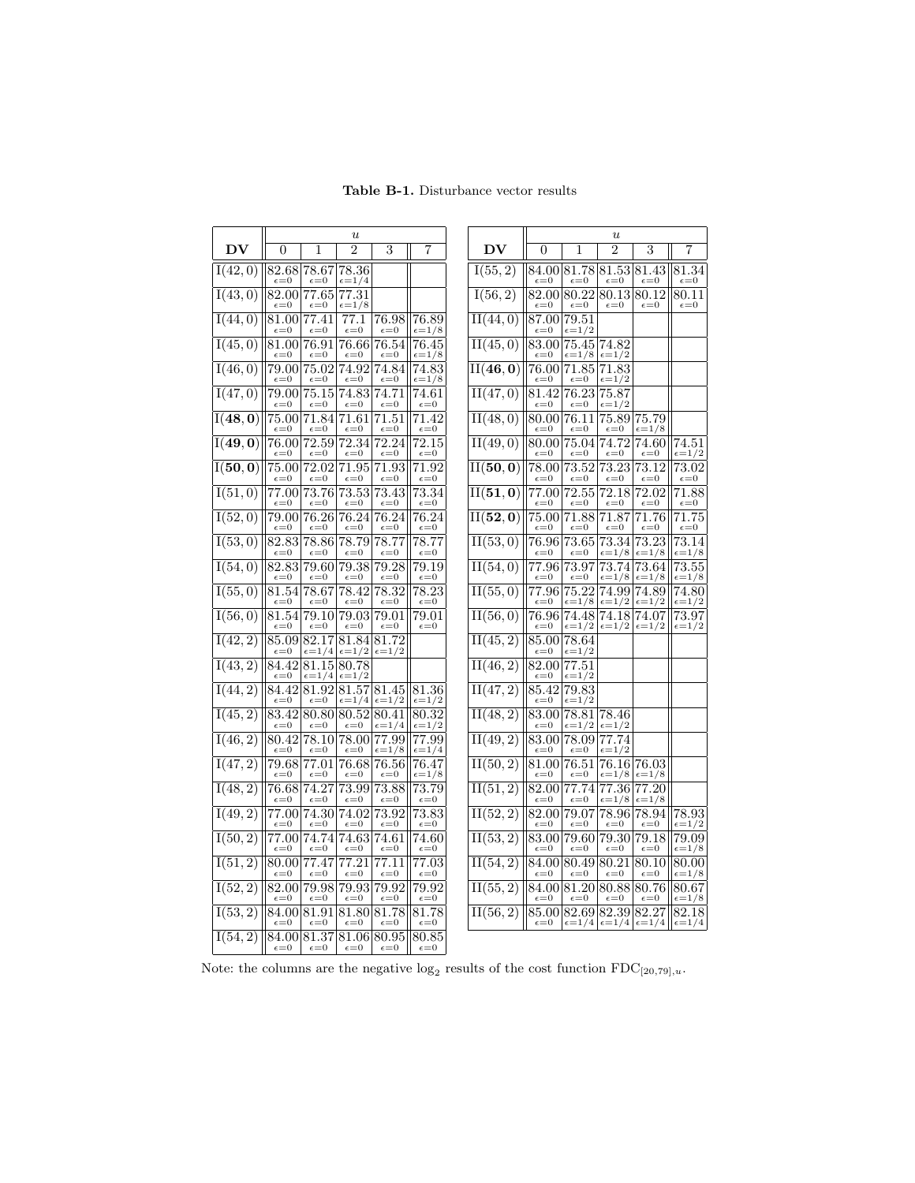**Table B-1.** Disturbance vector results

| DV | $u$ | | | | |
|---|---|---|---|---|---|
| | 0 | 1 | 2 | 3 | 7 |
| I(42, 0) | 82.68 $_{\epsilon=0}$ | 78.67 $_{\epsilon=0}$ | 78.36 $_{\epsilon=1/4}$ | | |
| I(43, 0) | 82.00 $_{\epsilon=0}$ | 77.65 $_{\epsilon=0}$ | 77.31 $_{\epsilon=1/8}$ | | |
| I(44, 0) | 81.00 $_{\epsilon=0}$ | 77.41 $_{\epsilon=0}$ | 77.1 $_{\epsilon=0}$ | 76.98 $_{\epsilon=0}$ | 76.89 $_{\epsilon=1/8}$ |
| I(45, 0) | 81.00 $_{\epsilon=0}$ | 76.91 $_{\epsilon=0}$ | 76.66 $_{\epsilon=0}$ | 76.54 $_{\epsilon=0}$ | 76.45 $_{\epsilon=1/8}$ |
| I(46, 0) | 79.00 $_{\epsilon=0}$ | 75.02 $_{\epsilon=0}$ | 74.92 $_{\epsilon=0}$ | 74.84 $_{\epsilon=0}$ | 74.83 $_{\epsilon=1/8}$ |
| I(47, 0) | 79.00 $_{\epsilon=0}$ | 75.15 $_{\epsilon=0}$ | 74.83 $_{\epsilon=0}$ | 74.71 $_{\epsilon=0}$ | 74.61 $_{\epsilon=0}$ |
| I(**48, 0**) | 75.00 $_{\epsilon=0}$ | 71.84 $_{\epsilon=0}$ | 71.61 $_{\epsilon=0}$ | 71.51 $_{\epsilon=0}$ | 71.42 $_{\epsilon=0}$ |
| I(**49, 0**) | 76.00 $_{\epsilon=0}$ | 72.59 $_{\epsilon=0}$ | 72.34 $_{\epsilon=0}$ | 72.24 $_{\epsilon=0}$ | 72.15 $_{\epsilon=0}$ |
| I(**50, 0**) | 75.00 $_{\epsilon=0}$ | 72.02 $_{\epsilon=0}$ | 71.95 $_{\epsilon=0}$ | 71.93 $_{\epsilon=0}$ | 71.92 $_{\epsilon=0}$ |
| I(51, 0) | 77.00 $_{\epsilon=0}$ | 73.76 $_{\epsilon=0}$ | 73.53 $_{\epsilon=0}$ | 73.43 $_{\epsilon=0}$ | 73.34 $_{\epsilon=0}$ |
| I(52, 0) | 79.00 $_{\epsilon=0}$ | 76.26 $_{\epsilon=0}$ | 76.24 $_{\epsilon=0}$ | 76.24 $_{\epsilon=0}$ | 76.24 $_{\epsilon=0}$ |
| I(53, 0) | 82.83 $_{\epsilon=0}$ | 78.86 $_{\epsilon=0}$ | 78.79 $_{\epsilon=0}$ | 78.77 $_{\epsilon=0}$ | 78.77 $_{\epsilon=0}$ |
| I(54, 0) | 82.83 $_{\epsilon=0}$ | 79.60 $_{\epsilon=0}$ | 79.38 $_{\epsilon=0}$ | 79.28 $_{\epsilon=0}$ | 79.19 $_{\epsilon=0}$ |
| I(55, 0) | 81.54 $_{\epsilon=0}$ | 78.67 $_{\epsilon=0}$ | 78.42 $_{\epsilon=0}$ | 78.32 $_{\epsilon=0}$ | 78.23 $_{\epsilon=0}$ |
| I(56, 0) | 81.54 $_{\epsilon=0}$ | 79.10 $_{\epsilon=0}$ | 79.03 $_{\epsilon=0}$ | 79.01 $_{\epsilon=0}$ | 79.01 $_{\epsilon=0}$ |
| I(42, 2) | 85.09 $_{\epsilon=0}$ | 82.17 $_{\epsilon=1/4}$ | 81.84 $_{\epsilon=1/2}$ | 81.72 $_{\epsilon=1/2}$ | |
| I(43, 2) | 84.42 $_{\epsilon=0}$ | 81.15 $_{\epsilon=1/4}$ | 80.78 $_{\epsilon=1/2}$ | | |
| I(44, 2) | 84.42 $_{\epsilon=0}$ | 81.92 $_{\epsilon=0}$ | 81.57 $_{\epsilon=1/4}$ | 81.45 $_{\epsilon=1/2}$ | 81.36 $_{\epsilon=1/2}$ |
| I(45, 2) | 83.42 $_{\epsilon=0}$ | 80.80 $_{\epsilon=0}$ | 80.52 $_{\epsilon=0}$ | 80.41 $_{\epsilon=1/4}$ | 80.32 $_{\epsilon=1/2}$ |
| I(46, 2) | 80.42 $_{\epsilon=0}$ | 78.10 $_{\epsilon=0}$ | 78.00 $_{\epsilon=0}$ | 77.99 $_{\epsilon=1/8}$ | 77.99 $_{\epsilon=1/4}$ |
| I(47, 2) | 79.68 $_{\epsilon=0}$ | 77.01 $_{\epsilon=0}$ | 76.68 $_{\epsilon=0}$ | 76.56 $_{\epsilon=0}$ | 76.47 $_{\epsilon=1/8}$ |
| I(48, 2) | 76.68 $_{\epsilon=0}$ | 74.27 $_{\epsilon=0}$ | 73.99 $_{\epsilon=0}$ | 73.88 $_{\epsilon=0}$ | 73.79 $_{\epsilon=0}$ |
| I(49, 2) | 77.00 $_{\epsilon=0}$ | 74.30 $_{\epsilon=0}$ | 74.02 $_{\epsilon=0}$ | 73.92 $_{\epsilon=0}$ | 73.83 $_{\epsilon=0}$ |
| I(50, 2) | 77.00 $_{\epsilon=0}$ | 74.74 $_{\epsilon=0}$ | 74.63 $_{\epsilon=0}$ | 74.61 $_{\epsilon=0}$ | 74.60 $_{\epsilon=0}$ |
| I(51, 2) | 80.00 $_{\epsilon=0}$ | 77.47 $_{\epsilon=0}$ | 77.21 $_{\epsilon=0}$ | 77.11 $_{\epsilon=0}$ | 77.03 $_{\epsilon=0}$ |
| I(52, 2) | 82.00 $_{\epsilon=0}$ | 79.98 $_{\epsilon=0}$ | 79.93 $_{\epsilon=0}$ | 79.92 $_{\epsilon=0}$ | 79.92 $_{\epsilon=0}$ |
| I(53, 2) | 84.00 $_{\epsilon=0}$ | 81.91 $_{\epsilon=0}$ | 81.80 $_{\epsilon=0}$ | 81.78 $_{\epsilon=0}$ | 81.78 $_{\epsilon=0}$ |
| I(54, 2) | 84.00 $_{\epsilon=0}$ | 81.37 $_{\epsilon=0}$ | 81.06 $_{\epsilon=0}$ | 80.95 $_{\epsilon=0}$ | 80.85 $_{\epsilon=0}$ |

| DV | $u$ | | | | |
|---|---|---|---|---|---|
| | 0 | 1 | 2 | 3 | 7 |
| I(55, 2) | 84.00 $_{\epsilon=0}$ | 81.78 $_{\epsilon=0}$ | 81.53 $_{\epsilon=0}$ | 81.43 $_{\epsilon=0}$ | 81.34 $_{\epsilon=0}$ |
| I(56, 2) | 82.00 $_{\epsilon=0}$ | 80.22 $_{\epsilon=0}$ | 80.13 $_{\epsilon=0}$ | 80.12 $_{\epsilon=0}$ | 80.11 $_{\epsilon=0}$ |
| II(44, 0) | 87.00 $_{\epsilon=0}$ | 79.51 $_{\epsilon=1/2}$ | | | |
| II(45, 0) | 83.00 $_{\epsilon=0}$ | 75.45 $_{\epsilon=1/8}$ | 74.82 $_{\epsilon=1/2}$ | | |
| II(**46, 0**) | 76.00 $_{\epsilon=0}$ | 71.85 $_{\epsilon=0}$ | 71.83 $_{\epsilon=1/2}$ | | |
| II(47, 0) | 81.42 $_{\epsilon=0}$ | 76.23 $_{\epsilon=0}$ | 75.87 $_{\epsilon=1/2}$ | | |
| II(48, 0) | 80.00 $_{\epsilon=0}$ | 76.11 $_{\epsilon=0}$ | 75.89 $_{\epsilon=0}$ | 75.79 $_{\epsilon=1/8}$ | |
| II(49, 0) | 80.00 $_{\epsilon=0}$ | 75.04 $_{\epsilon=0}$ | 74.72 $_{\epsilon=0}$ | 74.60 $_{\epsilon=0}$ | 74.51 $_{\epsilon=1/2}$ |
| II(**50, 0**) | 78.00 $_{\epsilon=0}$ | 73.52 $_{\epsilon=0}$ | 73.23 $_{\epsilon=0}$ | 73.12 $_{\epsilon=0}$ | 73.02 $_{\epsilon=0}$ |
| II(**51, 0**) | 77.00 $_{\epsilon=0}$ | 72.55 $_{\epsilon=0}$ | 72.18 $_{\epsilon=0}$ | 72.02 $_{\epsilon=0}$ | 71.88 $_{\epsilon=0}$ |
| II(**52, 0**) | 75.00 $_{\epsilon=0}$ | 71.88 $_{\epsilon=0}$ | 71.87 $_{\epsilon=0}$ | 71.76 $_{\epsilon=0}$ | 71.75 $_{\epsilon=0}$ |
| II(53, 0) | 76.96 $_{\epsilon=0}$ | 73.65 $_{\epsilon=0}$ | 73.34 $_{\epsilon=1/8}$ | 73.23 $_{\epsilon=1/8}$ | 73.14 $_{\epsilon=1/8}$ |
| II(54, 0) | 77.96 $_{\epsilon=0}$ | 73.97 $_{\epsilon=0}$ | 73.74 $_{\epsilon=1/8}$ | 73.64 $_{\epsilon=1/8}$ | 73.55 $_{\epsilon=1/8}$ |
| II(55, 0) | 77.96 $_{\epsilon=0}$ | 75.22 $_{\epsilon=1/8}$ | 74.99 $_{\epsilon=1/2}$ | 74.89 $_{\epsilon=1/2}$ | 74.80 $_{\epsilon=1/2}$ |
| II(56, 0) | 76.96 $_{\epsilon=0}$ | 74.48 $_{\epsilon=1/2}$ | 74.18 $_{\epsilon=1/2}$ | 74.07 $_{\epsilon=1/2}$ | 73.97 $_{\epsilon=1/2}$ |
| II(45, 2) | 85.00 $_{\epsilon=0}$ | 78.64 $_{\epsilon=1/2}$ | | | |
| II(46, 2) | 82.00 $_{\epsilon=0}$ | 77.51 $_{\epsilon=1/2}$ | | | |
| II(47, 2) | 85.42 $_{\epsilon=0}$ | 79.83 $_{\epsilon=1/2}$ | | | |
| II(48, 2) | 83.00 $_{\epsilon=0}$ | 78.81 $_{\epsilon=1/2}$ | 78.46 $_{\epsilon=1/2}$ | | |
| II(49, 2) | 83.00 $_{\epsilon=0}$ | 78.09 $_{\epsilon=0}$ | 77.74 $_{\epsilon=1/2}$ | | |
| II(50, 2) | 81.00 $_{\epsilon=0}$ | 76.51 $_{\epsilon=0}$ | 76.16 $_{\epsilon=1/8}$ | 76.03 $_{\epsilon=1/8}$ | |
| II(51, 2) | 82.00 $_{\epsilon=0}$ | 77.74 $_{\epsilon=0}$ | 77.36 $_{\epsilon=1/8}$ | 77.20 $_{\epsilon=1/8}$ | |
| II(52, 2) | 82.00 $_{\epsilon=0}$ | 79.07 $_{\epsilon=0}$ | 78.96 $_{\epsilon=0}$ | 78.94 $_{\epsilon=0}$ | 78.93 $_{\epsilon=1/2}$ |
| II(53, 2) | 83.00 $_{\epsilon=0}$ | 79.60 $_{\epsilon=0}$ | 79.30 $_{\epsilon=0}$ | 79.18 $_{\epsilon=0}$ | 79.09 $_{\epsilon=1/8}$ |
| II(54, 2) | 84.00 $_{\epsilon=0}$ | 80.49 $_{\epsilon=0}$ | 80.21 $_{\epsilon=0}$ | 80.10 $_{\epsilon=0}$ | 80.00 $_{\epsilon=1/8}$ |
| II(55, 2) | 84.00 $_{\epsilon=0}$ | 81.20 $_{\epsilon=0}$ | 80.88 $_{\epsilon=0}$ | 80.76 $_{\epsilon=0}$ | 80.67 $_{\epsilon=1/8}$ |
| II(56, 2) | 85.00 $_{\epsilon=0}$ | 82.69 $_{\epsilon=1/4}$ | 82.39 $_{\epsilon=1/4}$ | 82.27 $_{\epsilon=1/4}$ | 82.18 $_{\epsilon=1/4}$ |

Note: the columns are the negative $\log_2$ results of the cost function $\text{FDC}_{[20,79],u}$.